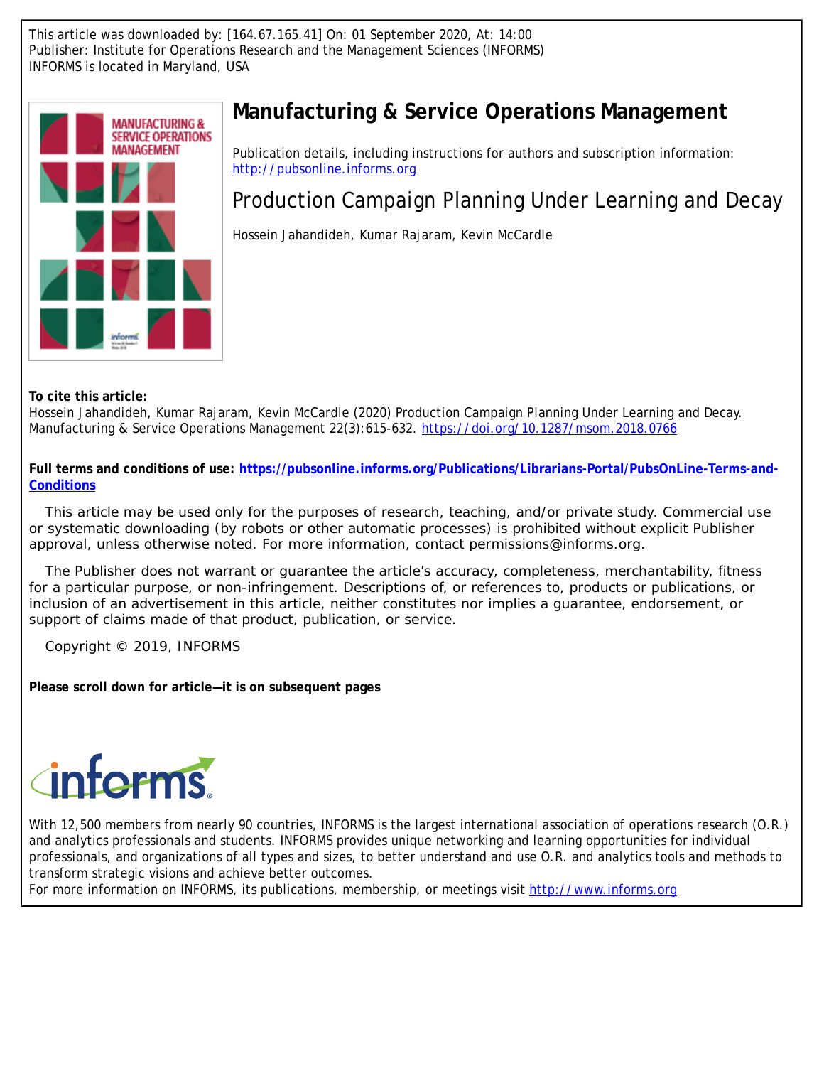This article was downloaded by: [164.67.165.41] On: 01 September 2020, At: 14:00
Publisher: Institute for Operations Research and the Management Sciences (INFORMS)
INFORMS is located in Maryland, USA

# Manufacturing & Service Operations Management

Publication details, including instructions for authors and subscription information:
http://pubsonline.informs.org

## Production Campaign Planning Under Learning and Decay

Hossein Jahandideh, Kumar Rajaram, Kevin McCardle

**To cite this article:**
Hossein Jahandideh, Kumar Rajaram, Kevin McCardle (2020) Production Campaign Planning Under Learning and Decay. Manufacturing & Service Operations Management 22(3):615-632. https://doi.org/10.1287/msom.2018.0766

**Full terms and conditions of use: https://pubsonline.informs.org/Publications/Librarians-Portal/PubsOnLine-Terms-and-Conditions**

This article may be used only for the purposes of research, teaching, and/or private study. Commercial use or systematic downloading (by robots or other automatic processes) is prohibited without explicit Publisher approval, unless otherwise noted. For more information, contact permissions@informs.org.

The Publisher does not warrant or guarantee the article's accuracy, completeness, merchantability, fitness for a particular purpose, or non-infringement. Descriptions of, or references to, products or publications, or inclusion of an advertisement in this article, neither constitutes nor implies a guarantee, endorsement, or support of claims made of that product, publication, or service.

Copyright © 2019, INFORMS

**Please scroll down for article—it is on subsequent pages**

With 12,500 members from nearly 90 countries, INFORMS is the largest international association of operations research (O.R.) and analytics professionals and students. INFORMS provides unique networking and learning opportunities for individual professionals, and organizations of all types and sizes, to better understand and use O.R. and analytics tools and methods to transform strategic visions and achieve better outcomes.
For more information on INFORMS, its publications, membership, or meetings visit http://www.informs.org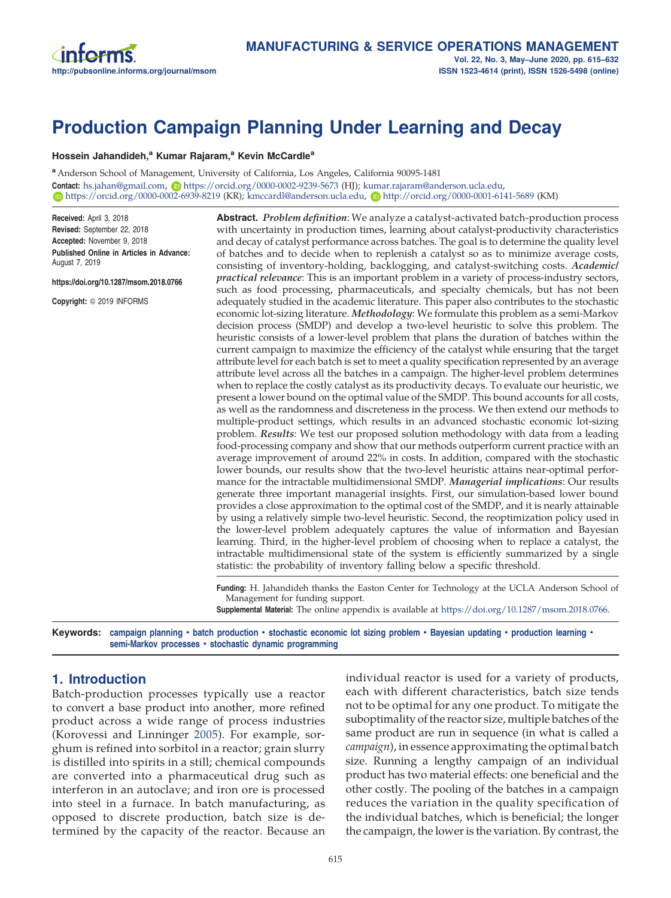# Production Campaign Planning Under Learning and Decay

**Hossein Jahandideh,[a] Kumar Rajaram,[a] Kevin McCardle[a]**

[a] Anderson School of Management, University of California, Los Angeles, California 90095-1481

**Contact:** hs.jahan@gmail.com, https://orcid.org/0000-0002-9239-5673 (HJ); kumar.rajaram@anderson.ucla.edu, https://orcid.org/0000-0002-6939-8219 (KR); kmccardl@anderson.ucla.edu, http://orcid.org/0000-0001-6141-5689 (KM)

**Received:** April 3, 2018
**Revised:** September 22, 2018
**Accepted:** November 9, 2018
**Published Online in Articles in Advance:** August 7, 2019

**https://doi.org/10.1287/msom.2018.0766**

**Copyright:** © 2019 INFORMS

**Abstract.** ***Problem definition***: We analyze a catalyst-activated batch-production process with uncertainty in production times, learning about catalyst-productivity characteristics and decay of catalyst performance across batches. The goal is to determine the quality level of batches and to decide when to replenish a catalyst so as to minimize average costs, consisting of inventory-holding, backlogging, and catalyst-switching costs. ***Academic/practical relevance***: This is an important problem in a variety of process-industry sectors, such as food processing, pharmaceuticals, and specialty chemicals, but has not been adequately studied in the academic literature. This paper also contributes to the stochastic economic lot-sizing literature. ***Methodology***: We formulate this problem as a semi-Markov decision process (SMDP) and develop a two-level heuristic to solve this problem. The heuristic consists of a lower-level problem that plans the duration of batches within the current campaign to maximize the efficiency of the catalyst while ensuring that the target attribute level for each batch is set to meet a quality specification represented by an average attribute level across all the batches in a campaign. The higher-level problem determines when to replace the costly catalyst as its productivity decays. To evaluate our heuristic, we present a lower bound on the optimal value of the SMDP. This bound accounts for all costs, as well as the randomness and discreteness in the process. We then extend our methods to multiple-product settings, which results in an advanced stochastic economic lot-sizing problem. ***Results***: We test our proposed solution methodology with data from a leading food-processing company and show that our methods outperform current practice with an average improvement of around 22% in costs. In addition, compared with the stochastic lower bounds, our results show that the two-level heuristic attains near-optimal performance for the intractable multidimensional SMDP. ***Managerial implications***: Our results generate three important managerial insights. First, our simulation-based lower bound provides a close approximation to the optimal cost of the SMDP, and it is nearly attainable by using a relatively simple two-level heuristic. Second, the reoptimization policy used in the lower-level problem adequately captures the value of information and Bayesian learning. Third, in the higher-level problem of choosing when to replace a catalyst, the intractable multidimensional state of the system is efficiently summarized by a single statistic: the probability of inventory falling below a specific threshold.

**Funding:** H. Jahandideh thanks the Easton Center for Technology at the UCLA Anderson School of Management for funding support.
**Supplemental Material:** The online appendix is available at https://doi.org/10.1287/msom.2018.0766.

**Keywords:** campaign planning • batch production • stochastic economic lot sizing problem • Bayesian updating • production learning • semi-Markov processes • stochastic dynamic programming

## 1. Introduction

Batch-production processes typically use a reactor to convert a base product into another, more refined product across a wide range of process industries (Korovessi and Linninger 2005). For example, sorghum is refined into sorbitol in a reactor; grain slurry is distilled into spirits in a still; chemical compounds are converted into a pharmaceutical drug such as interferon in an autoclave; and iron ore is processed into steel in a furnace. In batch manufacturing, as opposed to discrete production, batch size is determined by the capacity of the reactor. Because an individual reactor is used for a variety of products, each with different characteristics, batch size tends not to be optimal for any one product. To mitigate the suboptimality of the reactor size, multiple batches of the same product are run in sequence (in what is called a *campaign*), in essence approximating the optimal batch size. Running a lengthy campaign of an individual product has two material effects: one beneficial and the other costly. The pooling of the batches in a campaign reduces the variation in the quality specification of the individual batches, which is beneficial; the longer the campaign, the lower is the variation. By contrast, the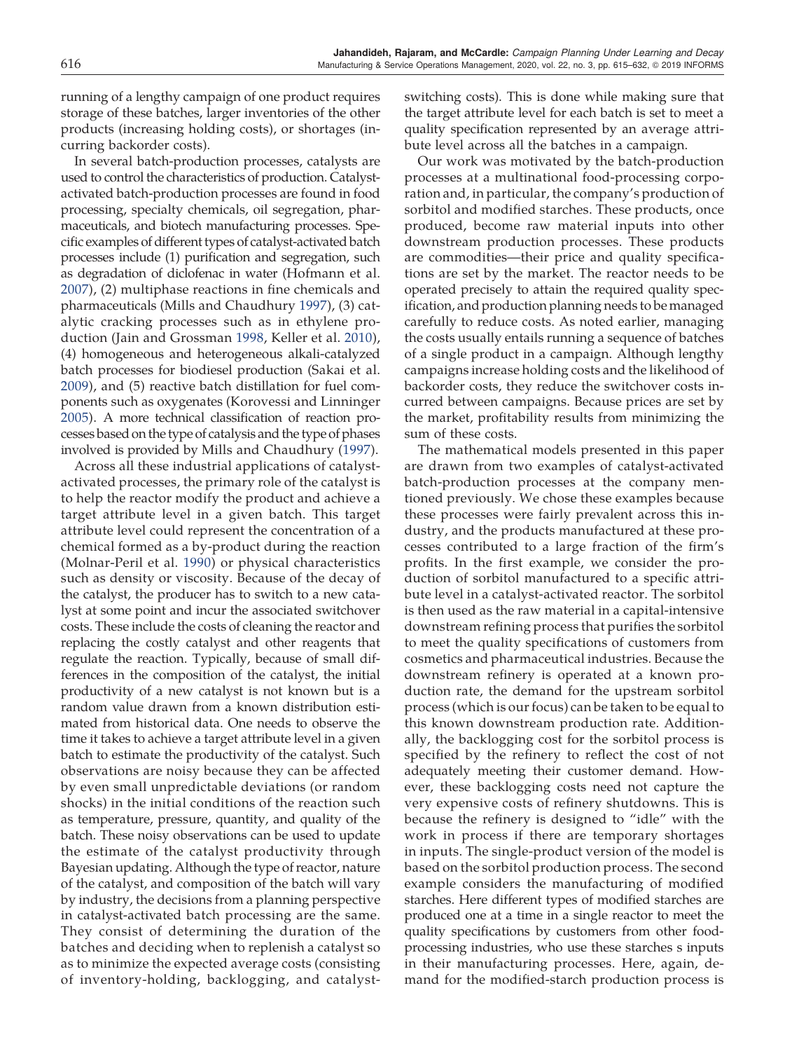running of a lengthy campaign of one product requires storage of these batches, larger inventories of the other products (increasing holding costs), or shortages (incurring backorder costs).

In several batch-production processes, catalysts are used to control the characteristics of production. Catalyst-activated batch-production processes are found in food processing, specialty chemicals, oil segregation, pharmaceuticals, and biotech manufacturing processes. Specific examples of different types of catalyst-activated batch processes include (1) purification and segregation, such as degradation of diclofenac in water (Hofmann et al. 2007), (2) multiphase reactions in fine chemicals and pharmaceuticals (Mills and Chaudhury 1997), (3) catalytic cracking processes such as in ethylene production (Jain and Grossman 1998, Keller et al. 2010), (4) homogeneous and heterogeneous alkali-catalyzed batch processes for biodiesel production (Sakai et al. 2009), and (5) reactive batch distillation for fuel components such as oxygenates (Korovessi and Linninger 2005). A more technical classification of reaction processes based on the type of catalysis and the type of phases involved is provided by Mills and Chaudhury (1997).

Across all these industrial applications of catalyst-activated processes, the primary role of the catalyst is to help the reactor modify the product and achieve a target attribute level in a given batch. This target attribute level could represent the concentration of a chemical formed as a by-product during the reaction (Molnar-Peril et al. 1990) or physical characteristics such as density or viscosity. Because of the decay of the catalyst, the producer has to switch to a new catalyst at some point and incur the associated switchover costs. These include the costs of cleaning the reactor and replacing the costly catalyst and other reagents that regulate the reaction. Typically, because of small differences in the composition of the catalyst, the initial productivity of a new catalyst is not known but is a random value drawn from a known distribution estimated from historical data. One needs to observe the time it takes to achieve a target attribute level in a given batch to estimate the productivity of the catalyst. Such observations are noisy because they can be affected by even small unpredictable deviations (or random shocks) in the initial conditions of the reaction such as temperature, pressure, quantity, and quality of the batch. These noisy observations can be used to update the estimate of the catalyst productivity through Bayesian updating. Although the type of reactor, nature of the catalyst, and composition of the batch will vary by industry, the decisions from a planning perspective in catalyst-activated batch processing are the same. They consist of determining the duration of the batches and deciding when to replenish a catalyst so as to minimize the expected average costs (consisting of inventory-holding, backlogging, and catalyst-switching costs). This is done while making sure that the target attribute level for each batch is set to meet a quality specification represented by an average attribute level across all the batches in a campaign.

Our work was motivated by the batch-production processes at a multinational food-processing corporation and, in particular, the company's production of sorbitol and modified starches. These products, once produced, become raw material inputs into other downstream production processes. These products are commodities—their price and quality specifications are set by the market. The reactor needs to be operated precisely to attain the required quality specification, and production planning needs to be managed carefully to reduce costs. As noted earlier, managing the costs usually entails running a sequence of batches of a single product in a campaign. Although lengthy campaigns increase holding costs and the likelihood of backorder costs, they reduce the switchover costs incurred between campaigns. Because prices are set by the market, profitability results from minimizing the sum of these costs.

The mathematical models presented in this paper are drawn from two examples of catalyst-activated batch-production processes at the company mentioned previously. We chose these examples because these processes were fairly prevalent across this industry, and the products manufactured at these processes contributed to a large fraction of the firm's profits. In the first example, we consider the production of sorbitol manufactured to a specific attribute level in a catalyst-activated reactor. The sorbitol is then used as the raw material in a capital-intensive downstream refining process that purifies the sorbitol to meet the quality specifications of customers from cosmetics and pharmaceutical industries. Because the downstream refinery is operated at a known production rate, the demand for the upstream sorbitol process (which is our focus) can be taken to be equal to this known downstream production rate. Additionally, the backlogging cost for the sorbitol process is specified by the refinery to reflect the cost of not adequately meeting their customer demand. However, these backlogging costs need not capture the very expensive costs of refinery shutdowns. This is because the refinery is designed to "idle" with the work in process if there are temporary shortages in inputs. The single-product version of the model is based on the sorbitol production process. The second example considers the manufacturing of modified starches. Here different types of modified starches are produced one at a time in a single reactor to meet the quality specifications by customers from other food-processing industries, who use these starches s inputs in their manufacturing processes. Here, again, demand for the modified-starch production process is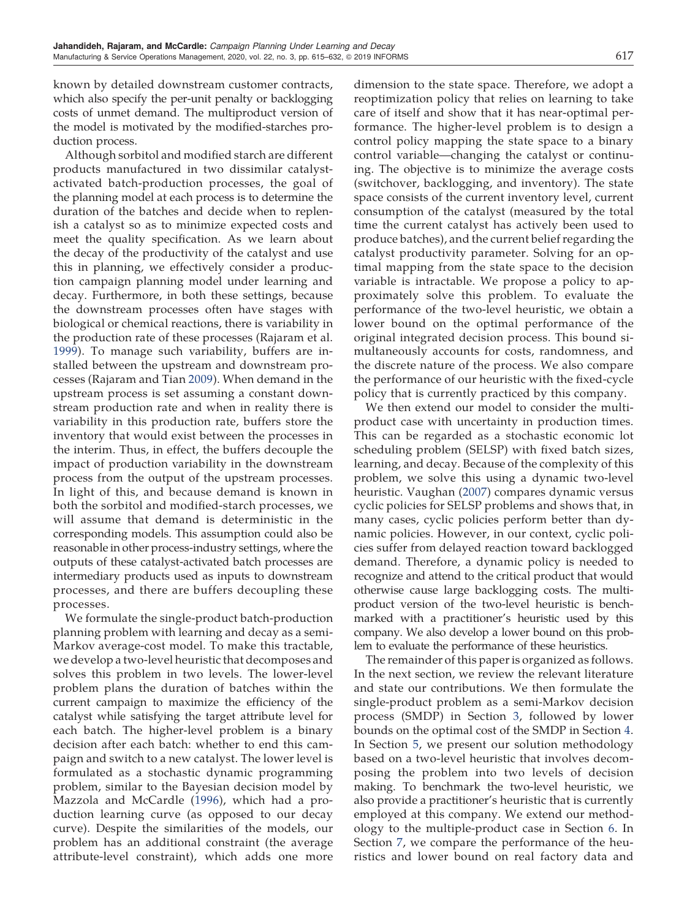known by detailed downstream customer contracts, which also specify the per-unit penalty or backlogging costs of unmet demand. The multiproduct version of the model is motivated by the modified-starches production process.

Although sorbitol and modified starch are different products manufactured in two dissimilar catalyst-activated batch-production processes, the goal of the planning model at each process is to determine the duration of the batches and decide when to replenish a catalyst so as to minimize expected costs and meet the quality specification. As we learn about the decay of the productivity of the catalyst and use this in planning, we effectively consider a production campaign planning model under learning and decay. Furthermore, in both these settings, because the downstream processes often have stages with biological or chemical reactions, there is variability in the production rate of these processes (Rajaram et al. 1999). To manage such variability, buffers are installed between the upstream and downstream processes (Rajaram and Tian 2009). When demand in the upstream process is set assuming a constant downstream production rate and when in reality there is variability in this production rate, buffers store the inventory that would exist between the processes in the interim. Thus, in effect, the buffers decouple the impact of production variability in the downstream process from the output of the upstream processes. In light of this, and because demand is known in both the sorbitol and modified-starch processes, we will assume that demand is deterministic in the corresponding models. This assumption could also be reasonable in other process-industry settings, where the outputs of these catalyst-activated batch processes are intermediary products used as inputs to downstream processes, and there are buffers decoupling these processes.

We formulate the single-product batch-production planning problem with learning and decay as a semi-Markov average-cost model. To make this tractable, we develop a two-level heuristic that decomposes and solves this problem in two levels. The lower-level problem plans the duration of batches within the current campaign to maximize the efficiency of the catalyst while satisfying the target attribute level for each batch. The higher-level problem is a binary decision after each batch: whether to end this campaign and switch to a new catalyst. The lower level is formulated as a stochastic dynamic programming problem, similar to the Bayesian decision model by Mazzola and McCardle (1996), which had a production learning curve (as opposed to our decay curve). Despite the similarities of the models, our problem has an additional constraint (the average attribute-level constraint), which adds one more dimension to the state space. Therefore, we adopt a reoptimization policy that relies on learning to take care of itself and show that it has near-optimal performance. The higher-level problem is to design a control policy mapping the state space to a binary control variable—changing the catalyst or continuing. The objective is to minimize the average costs (switchover, backlogging, and inventory). The state space consists of the current inventory level, current consumption of the catalyst (measured by the total time the current catalyst has actively been used to produce batches), and the current belief regarding the catalyst productivity parameter. Solving for an optimal mapping from the state space to the decision variable is intractable. We propose a policy to approximately solve this problem. To evaluate the performance of the two-level heuristic, we obtain a lower bound on the optimal performance of the original integrated decision process. This bound simultaneously accounts for costs, randomness, and the discrete nature of the process. We also compare the performance of our heuristic with the fixed-cycle policy that is currently practiced by this company.

We then extend our model to consider the multiproduct case with uncertainty in production times. This can be regarded as a stochastic economic lot scheduling problem (SELSP) with fixed batch sizes, learning, and decay. Because of the complexity of this problem, we solve this using a dynamic two-level heuristic. Vaughan (2007) compares dynamic versus cyclic policies for SELSP problems and shows that, in many cases, cyclic policies perform better than dynamic policies. However, in our context, cyclic policies suffer from delayed reaction toward backlogged demand. Therefore, a dynamic policy is needed to recognize and attend to the critical product that would otherwise cause large backlogging costs. The multiproduct version of the two-level heuristic is benchmarked with a practitioner's heuristic used by this company. We also develop a lower bound on this problem to evaluate the performance of these heuristics.

The remainder of this paper is organized as follows. In the next section, we review the relevant literature and state our contributions. We then formulate the single-product problem as a semi-Markov decision process (SMDP) in Section 3, followed by lower bounds on the optimal cost of the SMDP in Section 4. In Section 5, we present our solution methodology based on a two-level heuristic that involves decomposing the problem into two levels of decision making. To benchmark the two-level heuristic, we also provide a practitioner's heuristic that is currently employed at this company. We extend our methodology to the multiple-product case in Section 6. In Section 7, we compare the performance of the heuristics and lower bound on real factory data and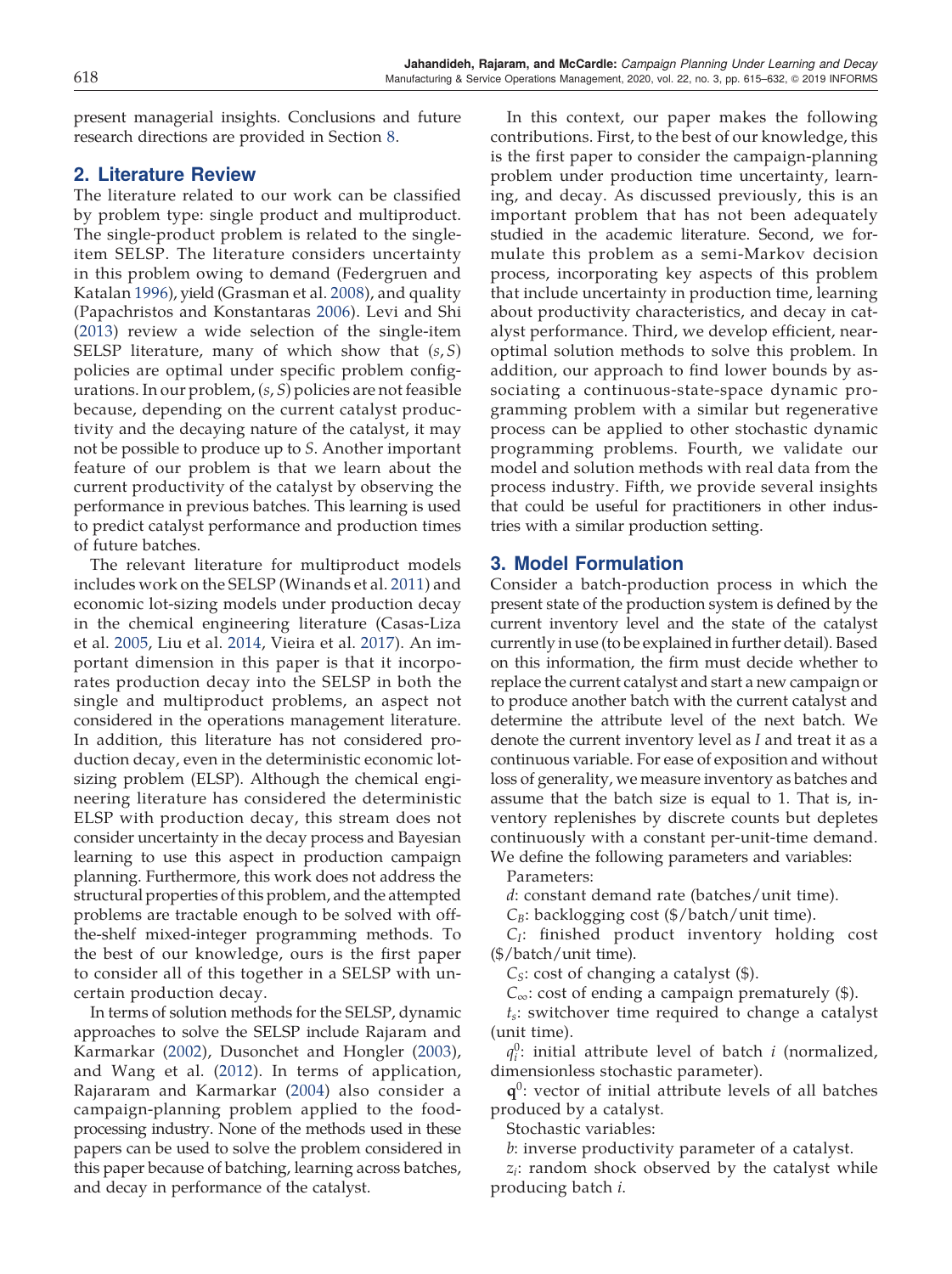present managerial insights. Conclusions and future research directions are provided in Section 8.

## 2. Literature Review

The literature related to our work can be classified by problem type: single product and multiproduct. The single-product problem is related to the single-item SELSP. The literature considers uncertainty in this problem owing to demand (Federgruen and Katalan 1996), yield (Grasman et al. 2008), and quality (Papachristos and Konstantaras 2006). Levi and Shi (2013) review a wide selection of the single-item SELSP literature, many of which show that $(s, S)$ policies are optimal under specific problem configurations. In our problem, $(s, S)$ policies are not feasible because, depending on the current catalyst productivity and the decaying nature of the catalyst, it may not be possible to produce up to $S$. Another important feature of our problem is that we learn about the current productivity of the catalyst by observing the performance in previous batches. This learning is used to predict catalyst performance and production times of future batches.

The relevant literature for multiproduct models includes work on the SELSP (Winands et al. 2011) and economic lot-sizing models under production decay in the chemical engineering literature (Casas-Liza et al. 2005, Liu et al. 2014, Vieira et al. 2017). An important dimension in this paper is that it incorporates production decay into the SELSP in both the single and multiproduct problems, an aspect not considered in the operations management literature. In addition, this literature has not considered production decay, even in the deterministic economic lot-sizing problem (ELSP). Although the chemical engineering literature has considered the deterministic ELSP with production decay, this stream does not consider uncertainty in the decay process and Bayesian learning to use this aspect in production campaign planning. Furthermore, this work does not address the structural properties of this problem, and the attempted problems are tractable enough to be solved with off-the-shelf mixed-integer programming methods. To the best of our knowledge, ours is the first paper to consider all of this together in a SELSP with uncertain production decay.

In terms of solution methods for the SELSP, dynamic approaches to solve the SELSP include Rajaram and Karmarkar (2002), Dusonchet and Hongler (2003), and Wang et al. (2012). In terms of application, Rajararam and Karmarkar (2004) also consider a campaign-planning problem applied to the food-processing industry. None of the methods used in these papers can be used to solve the problem considered in this paper because of batching, learning across batches, and decay in performance of the catalyst.

In this context, our paper makes the following contributions. First, to the best of our knowledge, this is the first paper to consider the campaign-planning problem under production time uncertainty, learning, and decay. As discussed previously, this is an important problem that has not been adequately studied in the academic literature. Second, we formulate this problem as a semi-Markov decision process, incorporating key aspects of this problem that include uncertainty in production time, learning about productivity characteristics, and decay in catalyst performance. Third, we develop efficient, near-optimal solution methods to solve this problem. In addition, our approach to find lower bounds by associating a continuous-state-space dynamic programming problem with a similar but regenerative process can be applied to other stochastic dynamic programming problems. Fourth, we validate our model and solution methods with real data from the process industry. Fifth, we provide several insights that could be useful for practitioners in other industries with a similar production setting.

## 3. Model Formulation

Consider a batch-production process in which the present state of the production system is defined by the current inventory level and the state of the catalyst currently in use (to be explained in further detail). Based on this information, the firm must decide whether to replace the current catalyst and start a new campaign or to produce another batch with the current catalyst and determine the attribute level of the next batch. We denote the current inventory level as $I$ and treat it as a continuous variable. For ease of exposition and without loss of generality, we measure inventory as batches and assume that the batch size is equal to 1. That is, inventory replenishes by discrete counts but depletes continuously with a constant per-unit-time demand. We define the following parameters and variables:

Parameters:

$d$: constant demand rate (batches/unit time).

$C_B$: backlogging cost (\$/batch/unit time).

$C_I$: finished product inventory holding cost (\$/batch/unit time).

$C_S$: cost of changing a catalyst (\$).

$C_\infty$: cost of ending a campaign prematurely (\$).

$t_s$: switchover time required to change a catalyst (unit time).

$q_i^0$: initial attribute level of batch $i$ (normalized, dimensionless stochastic parameter).

$\mathbf{q}^0$: vector of initial attribute levels of all batches produced by a catalyst.

Stochastic variables:

$b$: inverse productivity parameter of a catalyst.

$z_i$: random shock observed by the catalyst while producing batch $i$.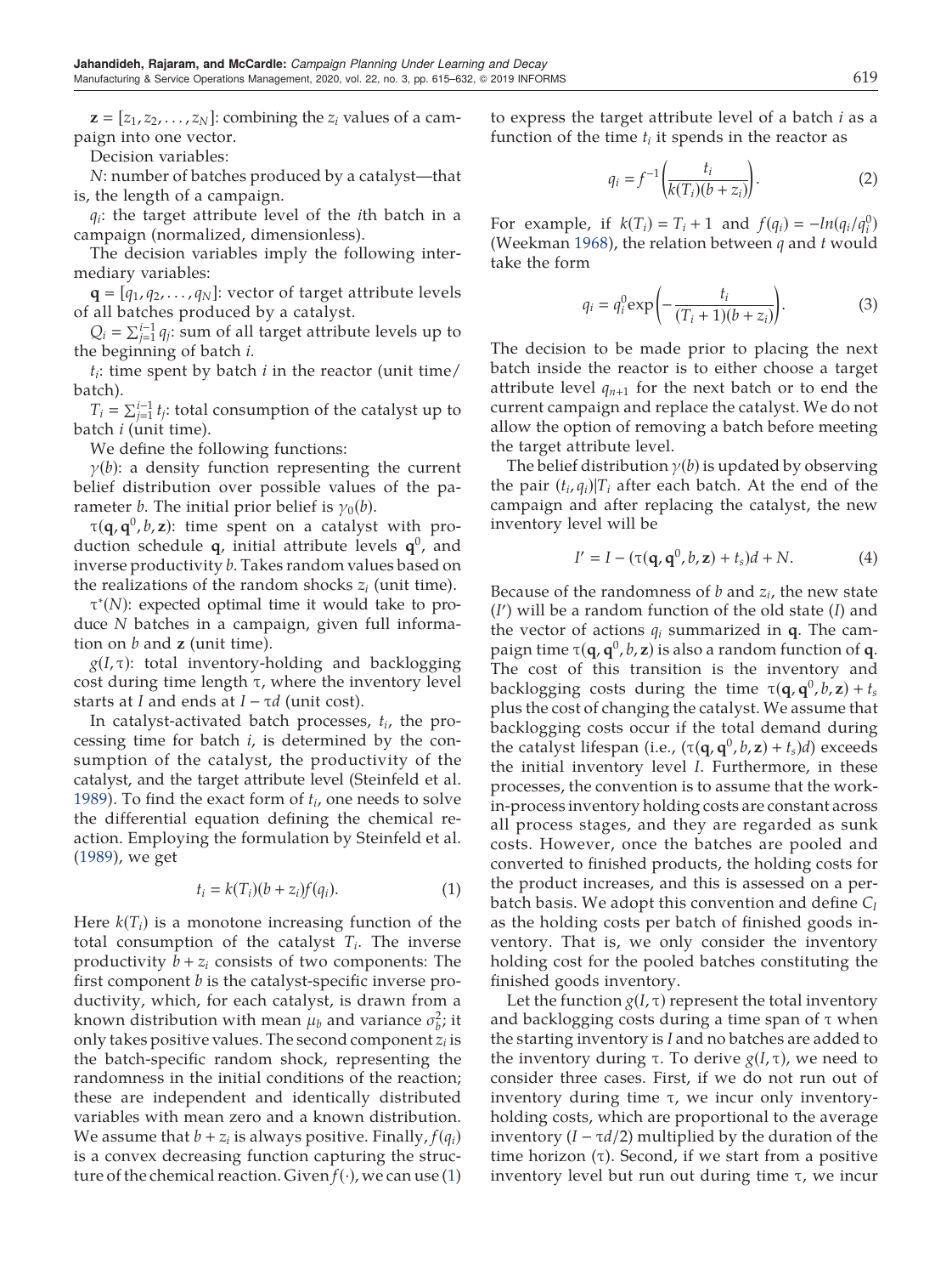$\mathbf{z} = [z_1, z_2, \ldots, z_N]$: combining the $z_i$ values of a campaign into one vector.

Decision variables:

$N$: number of batches produced by a catalyst—that is, the length of a campaign.

$q_i$: the target attribute level of the $i$th batch in a campaign (normalized, dimensionless).

The decision variables imply the following intermediary variables:

$\mathbf{q} = [q_1, q_2, \ldots, q_N]$: vector of target attribute levels of all batches produced by a catalyst.

$Q_i = \sum_{j=1}^{i-1} q_j$: sum of all target attribute levels up to the beginning of batch $i$.

$t_i$: time spent by batch $i$ in the reactor (unit time/batch).

$T_i = \sum_{j=1}^{i-1} t_j$: total consumption of the catalyst up to batch $i$ (unit time).

We define the following functions:

$\gamma(b)$: a density function representing the current belief distribution over possible values of the parameter $b$. The initial prior belief is $\gamma_0(b)$.

$\tau(\mathbf{q}, \mathbf{q}^0, b, \mathbf{z})$: time spent on a catalyst with production schedule $\mathbf{q}$, initial attribute levels $\mathbf{q}^0$, and inverse productivity $b$. Takes random values based on the realizations of the random shocks $z_i$ (unit time).

$\tau^*(N)$: expected optimal time it would take to produce $N$ batches in a campaign, given full information on $b$ and $\mathbf{z}$ (unit time).

$g(I, \tau)$: total inventory-holding and backlogging cost during time length $\tau$, where the inventory level starts at $I$ and ends at $I - \tau d$ (unit cost).

In catalyst-activated batch processes, $t_i$, the processing time for batch $i$, is determined by the consumption of the catalyst, the productivity of the catalyst, and the target attribute level (Steinfeld et al. 1989). To find the exact form of $t_i$, one needs to solve the differential equation defining the chemical reaction. Employing the formulation by Steinfeld et al. (1989), we get

$$t_i = k(T_i)(b + z_i)f(q_i). \tag{1}$$

Here $k(T_i)$ is a monotone increasing function of the total consumption of the catalyst $T_i$. The inverse productivity $b + z_i$ consists of two components: The first component $b$ is the catalyst-specific inverse productivity, which, for each catalyst, is drawn from a known distribution with mean $\mu_b$ and variance $\sigma_b^2$; it only takes positive values. The second component $z_i$ is the batch-specific random shock, representing the randomness in the initial conditions of the reaction; these are independent and identically distributed variables with mean zero and a known distribution. We assume that $b + z_i$ is always positive. Finally, $f(q_i)$ is a convex decreasing function capturing the structure of the chemical reaction. Given $f(\cdot)$, we can use (1) to express the target attribute level of a batch $i$ as a function of the time $t_i$ it spends in the reactor as

$$q_i = f^{-1}\left(\frac{t_i}{k(T_i)(b + z_i)}\right). \tag{2}$$

For example, if $k(T_i) = T_i + 1$ and $f(q_i) = -ln(q_i/q_i^0)$ (Weekman 1968), the relation between $q$ and $t$ would take the form

$$q_i = q_i^0 \exp\left(-\frac{t_i}{(T_i + 1)(b + z_i)}\right). \tag{3}$$

The decision to be made prior to placing the next batch inside the reactor is to either choose a target attribute level $q_{n+1}$ for the next batch or to end the current campaign and replace the catalyst. We do not allow the option of removing a batch before meeting the target attribute level.

The belief distribution $\gamma(b)$ is updated by observing the pair $(t_i, q_i)|T_i$ after each batch. At the end of the campaign and after replacing the catalyst, the new inventory level will be

$$I' = I - (\tau(\mathbf{q}, \mathbf{q}^0, b, \mathbf{z}) + t_s)d + N. \tag{4}$$

Because of the randomness of $b$ and $z_i$, the new state ($I'$) will be a random function of the old state ($I$) and the vector of actions $q_i$ summarized in $\mathbf{q}$. The campaign time $\tau(\mathbf{q}, \mathbf{q}^0, b, \mathbf{z})$ is also a random function of $\mathbf{q}$. The cost of this transition is the inventory and backlogging costs during the time $\tau(\mathbf{q}, \mathbf{q}^0, b, \mathbf{z}) + t_s$ plus the cost of changing the catalyst. We assume that backlogging costs occur if the total demand during the catalyst lifespan (i.e., $(\tau(\mathbf{q}, \mathbf{q}^0, b, \mathbf{z}) + t_s)d$) exceeds the initial inventory level $I$. Furthermore, in these processes, the convention is to assume that the work-in-process inventory holding costs are constant across all process stages, and they are regarded as sunk costs. However, once the batches are pooled and converted to finished products, the holding costs for the product increases, and this is assessed on a per-batch basis. We adopt this convention and define $C_I$ as the holding costs per batch of finished goods inventory. That is, we only consider the inventory holding cost for the pooled batches constituting the finished goods inventory.

Let the function $g(I, \tau)$ represent the total inventory and backlogging costs during a time span of $\tau$ when the starting inventory is $I$ and no batches are added to the inventory during $\tau$. To derive $g(I, \tau)$, we need to consider three cases. First, if we do not run out of inventory during time $\tau$, we incur only inventory-holding costs, which are proportional to the average inventory $(I - \tau d/2)$ multiplied by the duration of the time horizon ($\tau$). Second, if we start from a positive inventory level but run out during time $\tau$, we incur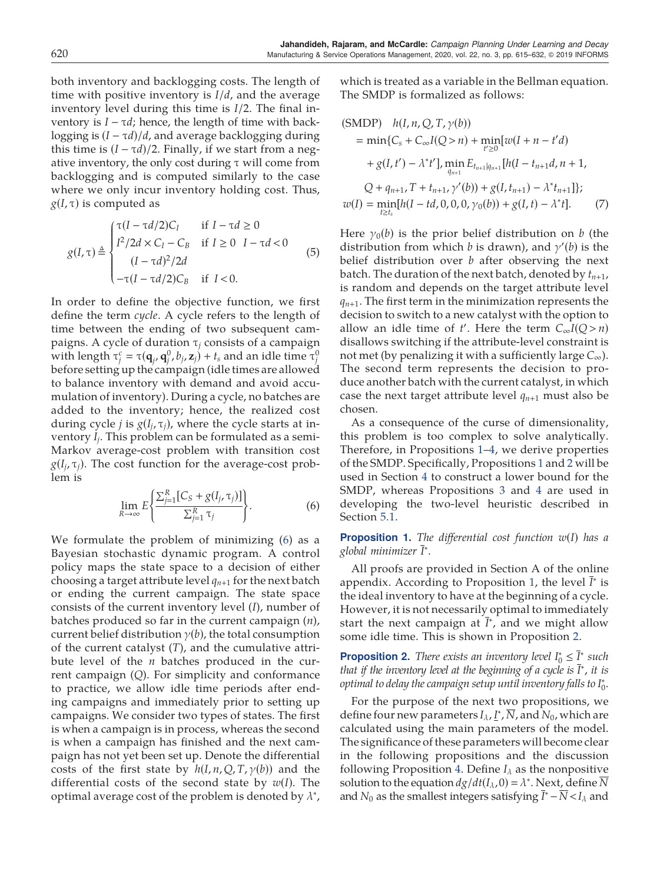both inventory and backlogging costs. The length of time with positive inventory is $I/d$, and the average inventory level during this time is $I/2$. The final inventory is $I - \tau d$; hence, the length of time with backlogging is $(I - \tau d)/d$, and average backlogging during this time is $(I - \tau d)/2$. Finally, if we start from a negative inventory, the only cost during $\tau$ will come from backlogging and is computed similarly to the case where we only incur inventory holding cost. Thus, $g(I, \tau)$ is computed as

$$
g(I,\tau) \triangleq \begin{cases} \tau(I - \tau d/2)C_I & \text{if } I - \tau d \geq 0 \\ I^2/2d \times C_I - C_B \dfrac{(I-\tau d)^2}{2d} & \text{if } I \geq 0 \;\; I - \tau d < 0 \\ -\tau(I - \tau d/2)C_B & \text{if } I < 0. \end{cases} \tag{5}
$$

In order to define the objective function, we first define the term *cycle*. A cycle refers to the length of time between the ending of two subsequent campaigns. A cycle of duration $\tau_j$ consists of a campaign with length $\tau_j^c = \tau(\mathbf{q}_j, \mathbf{q}_j^0, b_j, \mathbf{z}_j) + t_s$ and an idle time $\tau_j^0$ before setting up the campaign (idle times are allowed to balance inventory with demand and avoid accumulation of inventory). During a cycle, no batches are added to the inventory; hence, the realized cost during cycle $j$ is $g(I_j, \tau_j)$, where the cycle starts at inventory $I_j$. This problem can be formulated as a semi-Markov average-cost problem with transition cost $g(I_j, \tau_j)$. The cost function for the average-cost problem is

$$
\lim_{R\to\infty} E\left\{\frac{\sum_{j=1}^{R}[C_S + g(I_j, \tau_j)]}{\sum_{j=1}^{R}\tau_j}\right\}. \tag{6}
$$

We formulate the problem of minimizing (6) as a Bayesian stochastic dynamic program. A control policy maps the state space to a decision of either choosing a target attribute level $q_{n+1}$ for the next batch or ending the current campaign. The state space consists of the current inventory level ($I$), number of batches produced so far in the current campaign ($n$), current belief distribution $\gamma(b)$, the total consumption of the current catalyst ($T$), and the cumulative attribute level of the $n$ batches produced in the current campaign ($Q$). For simplicity and conformance to practice, we allow idle time periods after ending campaigns and immediately prior to setting up campaigns. We consider two types of states. The first is when a campaign is in process, whereas the second is when a campaign has finished and the next campaign has not yet been set up. Denote the differential costs of the first state by $h(I, n, Q, T, \gamma(b))$ and the differential costs of the second state by $w(I)$. The optimal average cost of the problem is denoted by $\lambda^*$, which is treated as a variable in the Bellman equation. The SMDP is formalized as follows:

$$
\begin{aligned}
\text{(SMDP)}\quad & h(I, n, Q, T, \gamma(b)) \\
&= \min\{C_s + C_\infty I(Q > n) + \min_{t' \geq 0}[w(I + n - t'd) \\
&\quad + g(I, t') - \lambda^* t'], \min_{q_{n+1}} E_{t_{n+1}|q_{n+1}}[h(I - t_{n+1}d, n+1, \\
&\quad Q + q_{n+1}, T + t_{n+1}, \gamma'(b)) + g(I, t_{n+1}) - \lambda^* t_{n+1}]\}; \\
w(I) &= \min_{t \geq t_s}[h(I - td, 0, 0, 0, \gamma_0(b)) + g(I, t) - \lambda^* t].
\end{aligned} \tag{7}
$$

Here $\gamma_0(b)$ is the prior belief distribution on $b$ (the distribution from which $b$ is drawn), and $\gamma'(b)$ is the belief distribution over $b$ after observing the next batch. The duration of the next batch, denoted by $t_{n+1}$, is random and depends on the target attribute level $q_{n+1}$. The first term in the minimization represents the decision to switch to a new catalyst with the option to allow an idle time of $t'$. Here the term $C_\infty I(Q > n)$ disallows switching if the attribute-level constraint is not met (by penalizing it with a sufficiently large $C_\infty$). The second term represents the decision to produce another batch with the current catalyst, in which case the next target attribute level $q_{n+1}$ must also be chosen.

As a consequence of the curse of dimensionality, this problem is too complex to solve analytically. Therefore, in Propositions 1–4, we derive properties of the SMDP. Specifically, Propositions 1 and 2 will be used in Section 4 to construct a lower bound for the SMDP, whereas Propositions 3 and 4 are used in developing the two-level heuristic described in Section 5.1.

**Proposition 1.** *The differential cost function $w(I)$ has a global minimizer $\bar{I}^*$.*

All proofs are provided in Section A of the online appendix. According to Proposition 1, the level $\bar{I}^*$ is the ideal inventory to have at the beginning of a cycle. However, it is not necessarily optimal to immediately start the next campaign at $\bar{I}^*$, and we might allow some idle time. This is shown in Proposition 2.

**Proposition 2.** *There exists an inventory level $I_0^* \leq \bar{I}^*$ such that if the inventory level at the beginning of a cycle is $\bar{I}^*$, it is optimal to delay the campaign setup until inventory falls to $I_0^*$.*

For the purpose of the next two propositions, we define four new parameters $I_\lambda$, $\underline{I}^*$, $\overline{N}$, and $N_0$, which are calculated using the main parameters of the model. The significance of these parameters will become clear in the following propositions and the discussion following Proposition 4. Define $I_\lambda$ as the nonpositive solution to the equation $dg/dt(I_\lambda, 0) = \lambda^*$. Next, define $\overline{N}$ and $N_0$ as the smallest integers satisfying $\bar{I}^* - \overline{N} < I_\lambda$ and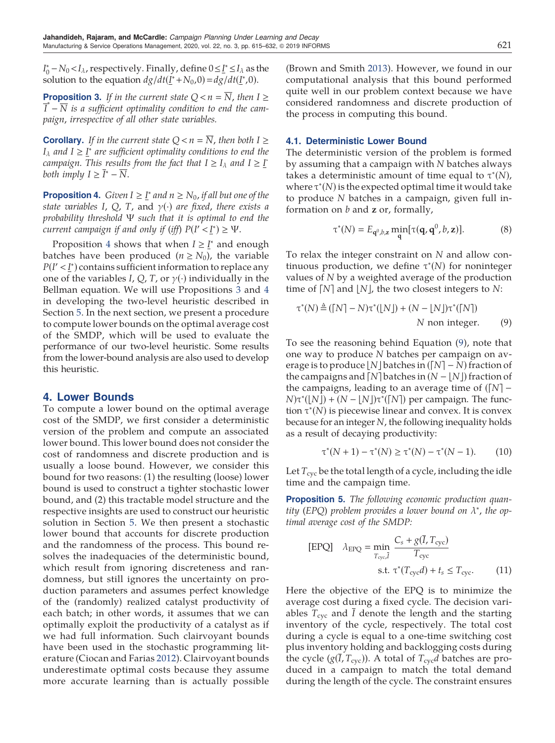$I_0^* - N_0 < I_\lambda$, respectively. Finally, define $0 \leq \underline{I}^* \leq I_\lambda$ as the solution to the equation $dg/dt(\underline{I}^* + N_0, 0) = dg/dt(\underline{I}^*, 0)$.

**Proposition 3.** *If in the current state $Q < n = \overline{N}$, then $I \geq \overline{I}^* - \overline{N}$ is a sufficient optimality condition to end the campaign, irrespective of all other state variables.*

**Corollary.** *If in the current state $Q < n = \overline{N}$, then both $I \geq I_\lambda$ and $I \geq \underline{I}^*$ are sufficient optimality conditions to end the campaign. This results from the fact that $I \geq I_\lambda$ and $I \geq \underline{I}^*$ both imply $I \geq \overline{I}^* - \overline{N}$.*

**Proposition 4.** *Given $I \geq \underline{I}^*$ and $n \geq N_0$, if all but one of the state variables $I$, $Q$, $T$, and $\gamma(\cdot)$ are fixed, there exists a probability threshold $\Psi$ such that it is optimal to end the current campaign if and only if (iff) $P(I' < \underline{I}^*) \geq \Psi$.*

Proposition 4 shows that when $I \geq \underline{I}^*$ and enough batches have been produced ($n \geq N_0$), the variable $P(I' < \underline{I}^*)$ contains sufficient information to replace any one of the variables $I$, $Q$, $T$, or $\gamma(\cdot)$ individually in the Bellman equation. We will use Propositions 3 and 4 in developing the two-level heuristic described in Section 5. In the next section, we present a procedure to compute lower bounds on the optimal average cost of the SMDP, which will be used to evaluate the performance of our two-level heuristic. Some results from the lower-bound analysis are also used to develop this heuristic.

## 4. Lower Bounds

To compute a lower bound on the optimal average cost of the SMDP, we first consider a deterministic version of the problem and compute an associated lower bound. This lower bound does not consider the cost of randomness and discrete production and is usually a loose bound. However, we consider this bound for two reasons: (1) the resulting (loose) lower bound is used to construct a tighter stochastic lower bound, and (2) this tractable model structure and the respective insights are used to construct our heuristic solution in Section 5. We then present a stochastic lower bound that accounts for discrete production and the randomness of the process. This bound resolves the inadequacies of the deterministic bound, which result from ignoring discreteness and randomness, but still ignores the uncertainty on production parameters and assumes perfect knowledge of the (randomly) realized catalyst productivity of each batch; in other words, it assumes that we can optimally exploit the productivity of a catalyst as if we had full information. Such clairvoyant bounds have been used in the stochastic programming literature (Ciocan and Farias 2012). Clairvoyant bounds underestimate optimal costs because they assume more accurate learning than is actually possible (Brown and Smith 2013). However, we found in our computational analysis that this bound performed quite well in our problem context because we have considered randomness and discrete production of the process in computing this bound.

### 4.1. Deterministic Lower Bound

The deterministic version of the problem is formed by assuming that a campaign with $N$ batches always takes a deterministic amount of time equal to $\tau^*(N)$, where $\tau^*(N)$ is the expected optimal time it would take to produce $N$ batches in a campaign, given full information on $b$ and $\mathbf{z}$ or, formally,

$$\tau^*(N) = E_{\mathbf{q}^0, b, \mathbf{z}} \min_{\mathbf{q}} [\tau(\mathbf{q}, \mathbf{q}^0, b, \mathbf{z})]. \tag{8}$$

To relax the integer constraint on $N$ and allow continuous production, we define $\tau^*(N)$ for noninteger values of $N$ by a weighted average of the production time of $\lceil N \rceil$ and $\lfloor N \rfloor$, the two closest integers to $N$:

$$\tau^*(N) \triangleq (\lceil N \rceil - N)\tau^*(\lfloor N \rfloor) + (N - \lfloor N \rfloor)\tau^*(\lceil N \rceil) \quad N \text{ non integer.} \tag{9}$$

To see the reasoning behind Equation (9), note that one way to produce $N$ batches per campaign on average is to produce $\lfloor N \rfloor$ batches in $(\lceil N \rceil - N)$ fraction of the campaigns and $\lceil N \rceil$ batches in $(N - \lfloor N \rfloor)$ fraction of the campaigns, leading to an average time of $(\lceil N \rceil - N)\tau^*(\lfloor N \rfloor) + (N - \lfloor N \rfloor)\tau^*(\lceil N \rceil)$ per campaign. The function $\tau^*(N)$ is piecewise linear and convex. It is convex because for an integer $N$, the following inequality holds as a result of decaying productivity:

$$\tau^*(N+1) - \tau^*(N) \geq \tau^*(N) - \tau^*(N-1). \tag{10}$$

Let $T_{\text{cyc}}$ be the total length of a cycle, including the idle time and the campaign time.

**Proposition 5.** *The following economic production quantity (EPQ) problem provides a lower bound on $\lambda^*$, the optimal average cost of the SMDP:*

$$[\text{EPQ}] \quad \lambda_{\text{EPQ}} = \min_{T_{\text{cyc}}, \overline{I}} \frac{C_s + g(\overline{I}, T_{\text{cyc}})}{T_{\text{cyc}}}$$
$$\text{s.t. } \tau^*(T_{\text{cyc}} d) + t_s \leq T_{\text{cyc}}. \tag{11}$$

Here the objective of the EPQ is to minimize the average cost during a fixed cycle. The decision variables $T_{\text{cyc}}$ and $\overline{I}$ denote the length and the starting inventory of the cycle, respectively. The total cost during a cycle is equal to a one-time switching cost plus inventory holding and backlogging costs during the cycle ($g(\overline{I}, T_{\text{cyc}})$). A total of $T_{\text{cyc}} d$ batches are produced in a campaign to match the total demand during the length of the cycle. The constraint ensures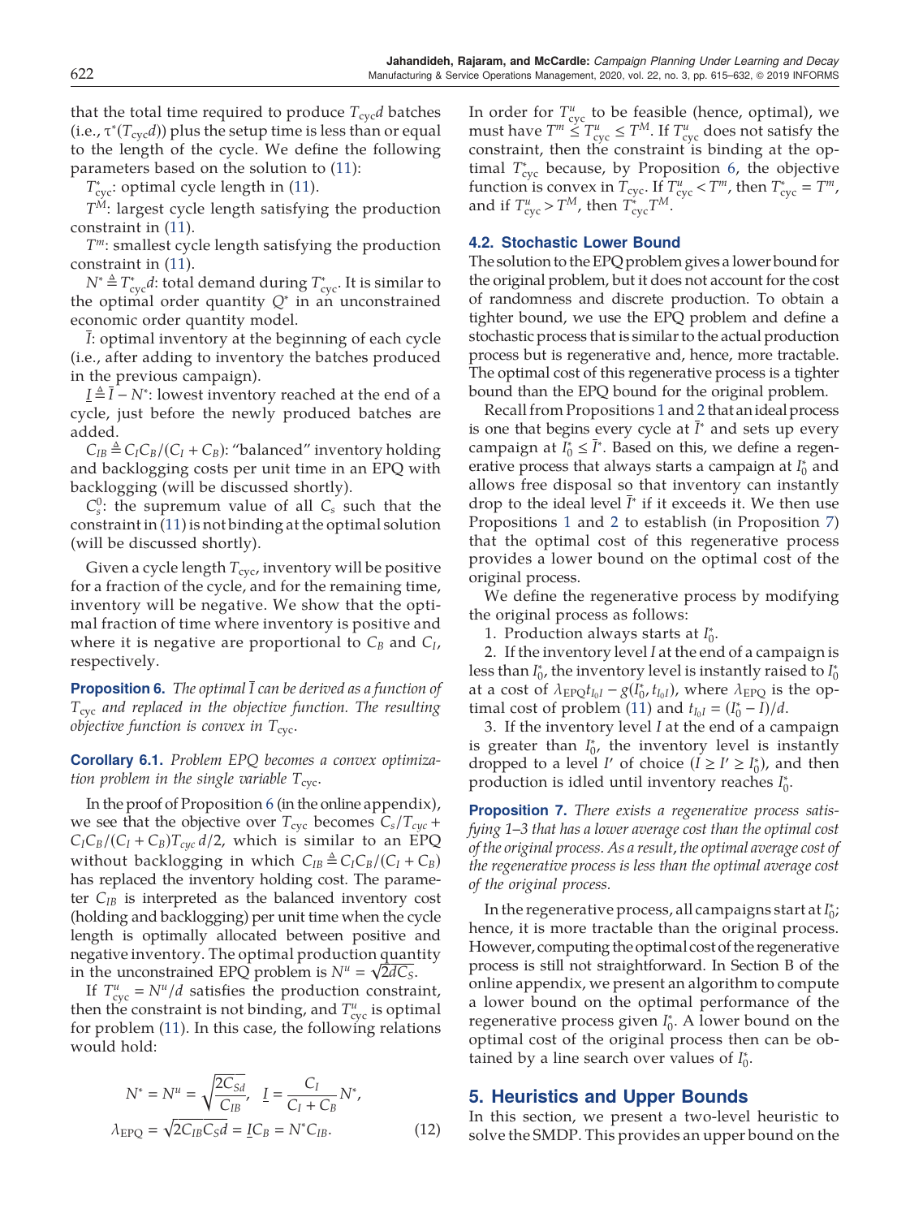that the total time required to produce $T_{\text{cyc}}d$ batches (i.e., $\tau^*(T_{\text{cyc}}d)$) plus the setup time is less than or equal to the length of the cycle. We define the following parameters based on the solution to (11):

$T^*_{\text{cyc}}$: optimal cycle length in (11).

$T^M$: largest cycle length satisfying the production constraint in (11).

$T^m$: smallest cycle length satisfying the production constraint in (11).

$N^* \triangleq T^*_{\text{cyc}}d$: total demand during $T^*_{\text{cyc}}$. It is similar to the optimal order quantity $Q^*$ in an unconstrained economic order quantity model.

$\bar{I}$: optimal inventory at the beginning of each cycle (i.e., after adding to inventory the batches produced in the previous campaign).

$\underline{I} \triangleq \bar{I} - N^*$: lowest inventory reached at the end of a cycle, just before the newly produced batches are added.

$C_{IB} \triangleq C_I C_B/(C_I + C_B)$: "balanced" inventory holding and backlogging costs per unit time in an EPQ with backlogging (will be discussed shortly).

$C^0_s$: the supremum value of all $C_s$ such that the constraint in (11) is not binding at the optimal solution (will be discussed shortly).

Given a cycle length $T_{\text{cyc}}$, inventory will be positive for a fraction of the cycle, and for the remaining time, inventory will be negative. We show that the optimal fraction of time where inventory is positive and where it is negative are proportional to $C_B$ and $C_I$, respectively.

**Proposition 6.** *The optimal $\bar{I}$ can be derived as a function of $T_{\text{cyc}}$ and replaced in the objective function. The resulting objective function is convex in $T_{\text{cyc}}$.*

**Corollary 6.1.** *Problem EPQ becomes a convex optimization problem in the single variable $T_{\text{cyc}}$.*

In the proof of Proposition 6 (in the online appendix), we see that the objective over $T_{\text{cyc}}$ becomes $C_s/T_{cyc} + C_I C_B/(C_I + C_B)T_{cyc}\, d/2$, which is similar to an EPQ without backlogging in which $C_{IB} \triangleq C_I C_B/(C_I + C_B)$ has replaced the inventory holding cost. The parameter $C_{IB}$ is interpreted as the balanced inventory cost (holding and backlogging) per unit time when the cycle length is optimally allocated between positive and negative inventory. The optimal production quantity in the unconstrained EPQ problem is $N^u = \sqrt{2dC_S}$.

If $T^u_{\text{cyc}} = N^u/d$ satisfies the production constraint, then the constraint is not binding, and $T^u_{\text{cyc}}$ is optimal for problem (11). In this case, the following relations would hold:

$$
\begin{aligned}
N^* &= N^u = \sqrt{\frac{2C_{Sd}}{C_{IB}}}, \quad \underline{I} = \frac{C_I}{C_I + C_B}N^*, \\
\lambda_{\text{EPQ}} &= \sqrt{2C_{IB}C_S d} = \underline{I}C_B = N^* C_{IB}.
\end{aligned} \tag{12}
$$

In order for $T^u_{\text{cyc}}$ to be feasible (hence, optimal), we must have $T^m \le T^u_{\text{cyc}} \le T^M$. If $T^u_{\text{cyc}}$ does not satisfy the constraint, then the constraint is binding at the optimal $T^*_{\text{cyc}}$ because, by Proposition 6, the objective function is convex in $T_{\text{cyc}}$. If $T^u_{\text{cyc}} < T^m$, then $T^*_{\text{cyc}} = T^m$, and if $T^u_{\text{cyc}} > T^M$, then $T^*_{\text{cyc}} T^M$.

### 4.2. Stochastic Lower Bound

The solution to the EPQ problem gives a lower bound for the original problem, but it does not account for the cost of randomness and discrete production. To obtain a tighter bound, we use the EPQ problem and define a stochastic process that is similar to the actual production process but is regenerative and, hence, more tractable. The optimal cost of this regenerative process is a tighter bound than the EPQ bound for the original problem.

Recall from Propositions 1 and 2 that an ideal process is one that begins every cycle at $\bar{I}^*$ and sets up every campaign at $I^*_0 \le \bar{I}^*$. Based on this, we define a regenerative process that always starts a campaign at $I^*_0$ and allows free disposal so that inventory can instantly drop to the ideal level $\bar{I}^*$ if it exceeds it. We then use Propositions 1 and 2 to establish (in Proposition 7) that the optimal cost of this regenerative process provides a lower bound on the optimal cost of the original process.

We define the regenerative process by modifying the original process as follows:

1. Production always starts at $I^*_0$.
2. If the inventory level $I$ at the end of a campaign is less than $I^*_0$, the inventory level is instantly raised to $I^*_0$ at a cost of $\lambda_{\text{EPQ}} t_{I_0 I} - g(I^*_0, t_{I_0 I})$, where $\lambda_{\text{EPQ}}$ is the optimal cost of problem (11) and $t_{I_0 I} = (I^*_0 - I)/d$.
3. If the inventory level $I$ at the end of a campaign is greater than $I^*_0$, the inventory level is instantly dropped to a level $I'$ of choice ($\bar{I} \ge I' \ge I^*_0$), and then production is idled until inventory reaches $I^*_0$.

**Proposition 7.** *There exists a regenerative process satisfying 1–3 that has a lower average cost than the optimal cost of the original process. As a result, the optimal average cost of the regenerative process is less than the optimal average cost of the original process.*

In the regenerative process, all campaigns start at $I^*_0$; hence, it is more tractable than the original process. However, computing the optimal cost of the regenerative process is still not straightforward. In Section B of the online appendix, we present an algorithm to compute a lower bound on the optimal performance of the regenerative process given $I^*_0$. A lower bound on the optimal cost of the original process then can be obtained by a line search over values of $I^*_0$.

## 5. Heuristics and Upper Bounds

In this section, we present a two-level heuristic to solve the SMDP. This provides an upper bound on the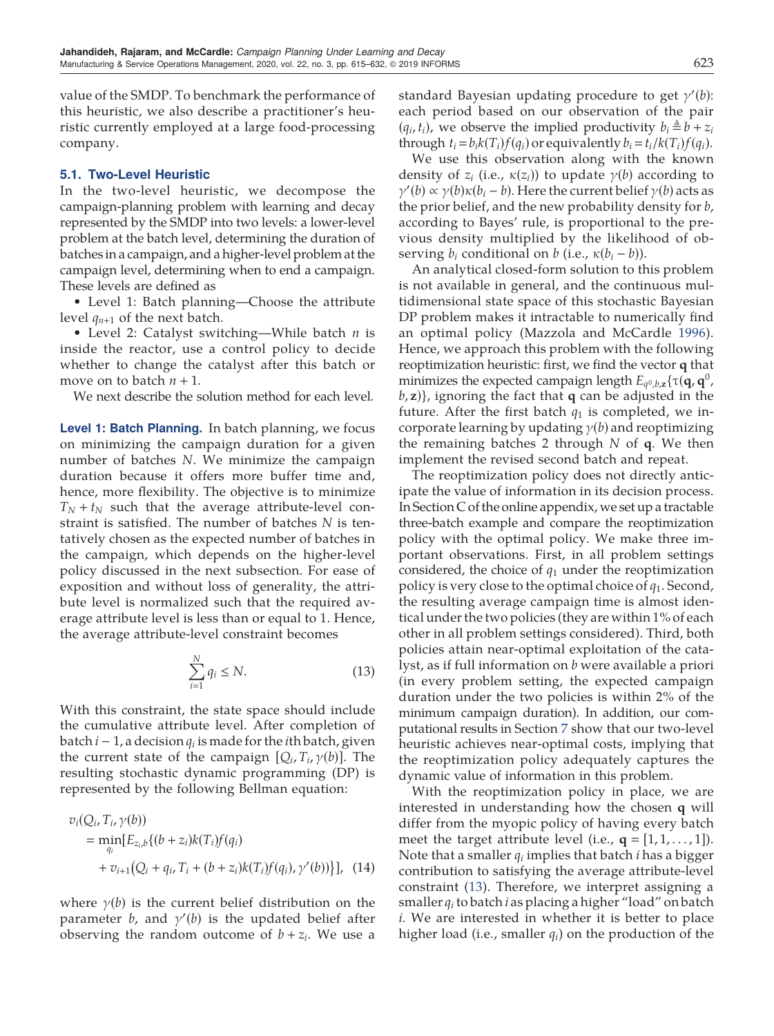value of the SMDP. To benchmark the performance of this heuristic, we also describe a practitioner's heuristic currently employed at a large food-processing company.

### 5.1. Two-Level Heuristic

In the two-level heuristic, we decompose the campaign-planning problem with learning and decay represented by the SMDP into two levels: a lower-level problem at the batch level, determining the duration of batches in a campaign, and a higher-level problem at the campaign level, determining when to end a campaign. These levels are defined as

- Level 1: Batch planning—Choose the attribute level $q_{n+1}$ of the next batch.
- Level 2: Catalyst switching—While batch $n$ is inside the reactor, use a control policy to decide whether to change the catalyst after this batch or move on to batch $n+1$.

We next describe the solution method for each level.

**Level 1: Batch Planning.** In batch planning, we focus on minimizing the campaign duration for a given number of batches $N$. We minimize the campaign duration because it offers more buffer time and, hence, more flexibility. The objective is to minimize $T_N + t_N$ such that the average attribute-level constraint is satisfied. The number of batches $N$ is tentatively chosen as the expected number of batches in the campaign, which depends on the higher-level policy discussed in the next subsection. For ease of exposition and without loss of generality, the attribute level is normalized such that the required average attribute level is less than or equal to 1. Hence, the average attribute-level constraint becomes

$$\sum_{i=1}^{N} q_i \leq N. \tag{13}$$

With this constraint, the state space should include the cumulative attribute level. After completion of batch $i-1$, a decision $q_i$ is made for the $i$th batch, given the current state of the campaign $[Q_i, T_i, \gamma(b)]$. The resulting stochastic dynamic programming (DP) problem is represented by the following Bellman equation:

$$\begin{aligned} v_i(Q_i, T_i, \gamma(b)) &= \min_{q_i}[E_{z_i,b}\{(b+z_i)k(T_i)f(q_i) \\ &\quad + v_{i+1}(Q_i + q_i, T_i + (b+z_i)k(T_i)f(q_i), \gamma'(b))\}], \end{aligned} \tag{14}$$

where $\gamma(b)$ is the current belief distribution on the parameter $b$, and $\gamma'(b)$ is the updated belief after observing the random outcome of $b + z_i$. We use a standard Bayesian updating procedure to get $\gamma'(b)$: each period based on our observation of the pair $(q_i, t_i)$, we observe the implied productivity $b_i \triangleq b + z_i$ through $t_i = b_i k(T_i) f(q_i)$ or equivalently $b_i = t_i / k(T_i) f(q_i)$.

We use this observation along with the known density of $z_i$ (i.e., $\kappa(z_i)$) to update $\gamma(b)$ according to $\gamma'(b) \propto \gamma(b)\kappa(b_i - b)$. Here the current belief $\gamma(b)$ acts as the prior belief, and the new probability density for $b$, according to Bayes' rule, is proportional to the previous density multiplied by the likelihood of observing $b_i$ conditional on $b$ (i.e., $\kappa(b_i - b)$).

An analytical closed-form solution to this problem is not available in general, and the continuous multidimensional state space of this stochastic Bayesian DP problem makes it intractable to numerically find an optimal policy (Mazzola and McCardle 1996). Hence, we approach this problem with the following reoptimization heuristic: first, we find the vector $\mathbf{q}$ that minimizes the expected campaign length $E_{q^0,b,\mathbf{z}}\{\tau(\mathbf{q}, \mathbf{q}^0, b, \mathbf{z})\}$, ignoring the fact that $\mathbf{q}$ can be adjusted in the future. After the first batch $q_1$ is completed, we incorporate learning by updating $\gamma(b)$ and reoptimizing the remaining batches 2 through $N$ of $\mathbf{q}$. We then implement the revised second batch and repeat.

The reoptimization policy does not directly anticipate the value of information in its decision process. In Section C of the online appendix, we set up a tractable three-batch example and compare the reoptimization policy with the optimal policy. We make three important observations. First, in all problem settings considered, the choice of $q_1$ under the reoptimization policy is very close to the optimal choice of $q_1$. Second, the resulting average campaign time is almost identical under the two policies (they are within 1% of each other in all problem settings considered). Third, both policies attain near-optimal exploitation of the catalyst, as if full information on $b$ were available a priori (in every problem setting, the expected campaign duration under the two policies is within 2% of the minimum campaign duration). In addition, our computational results in Section 7 show that our two-level heuristic achieves near-optimal costs, implying that the reoptimization policy adequately captures the dynamic value of information in this problem.

With the reoptimization policy in place, we are interested in understanding how the chosen $\mathbf{q}$ will differ from the myopic policy of having every batch meet the target attribute level (i.e., $\mathbf{q} = [1, 1, \ldots, 1]$). Note that a smaller $q_i$ implies that batch $i$ has a bigger contribution to satisfying the average attribute-level constraint (13). Therefore, we interpret assigning a smaller $q_i$ to batch $i$ as placing a higher "load" on batch $i$. We are interested in whether it is better to place higher load (i.e., smaller $q_i$) on the production of the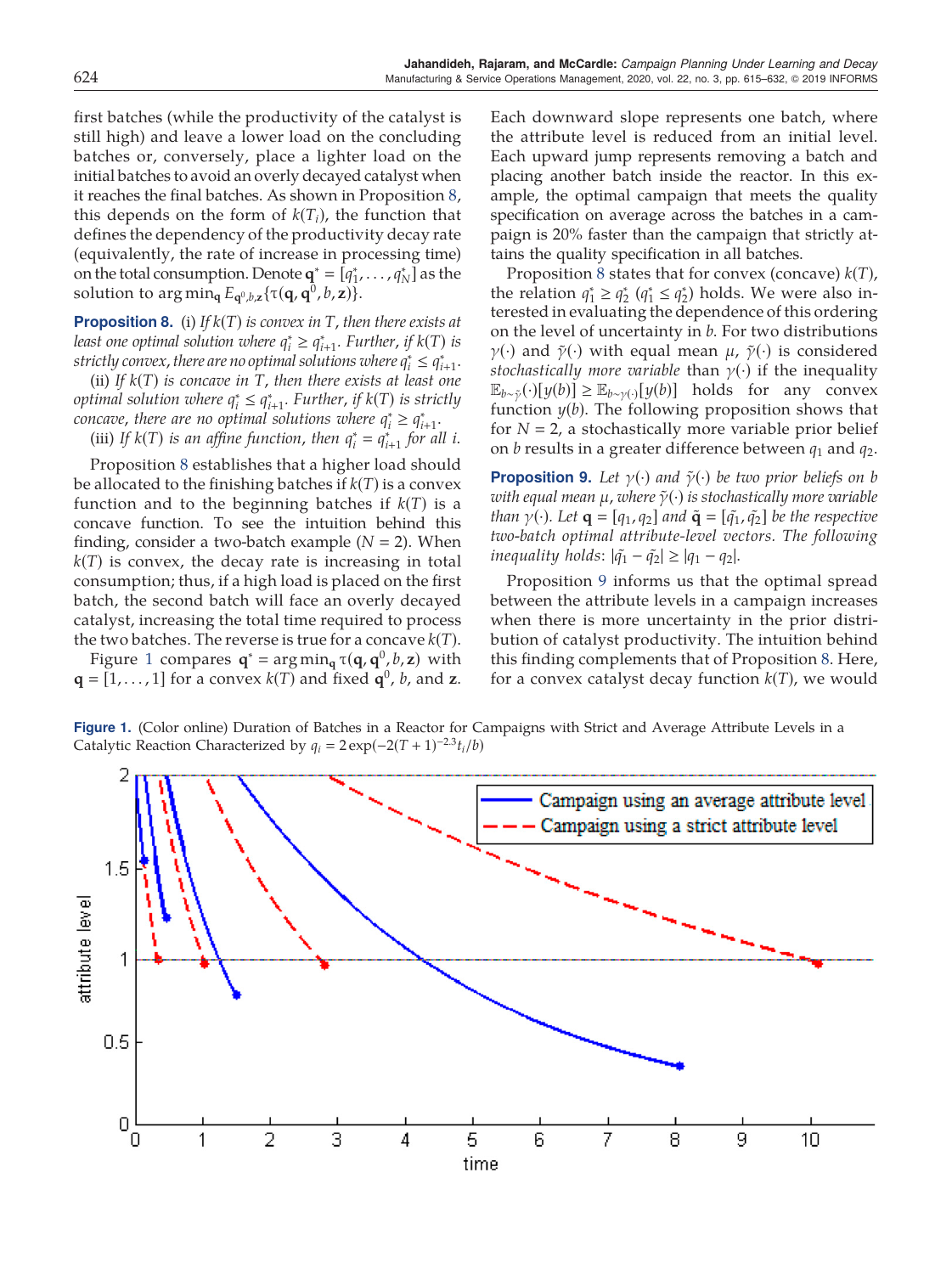first batches (while the productivity of the catalyst is still high) and leave a lower load on the concluding batches or, conversely, place a lighter load on the initial batches to avoid an overly decayed catalyst when it reaches the final batches. As shown in Proposition 8, this depends on the form of $k(T_i)$, the function that defines the dependency of the productivity decay rate (equivalently, the rate of increase in processing time) on the total consumption. Denote $\mathbf{q}^* = [q_1^*, \ldots, q_N^*]$ as the solution to $\arg\min_{\mathbf{q}} E_{\mathbf{q}^0, b, \mathbf{z}}\{\tau(\mathbf{q}, \mathbf{q}^0, b, \mathbf{z})\}$.

**Proposition 8.** (i) *If $k(T)$ is convex in $T$, then there exists at least one optimal solution where $q_i^* \geq q_{i+1}^*$. Further, if $k(T)$ is strictly convex, there are no optimal solutions where $q_i^* \leq q_{i+1}^*$.*

(ii) *If $k(T)$ is concave in $T$, then there exists at least one optimal solution where $q_i^* \leq q_{i+1}^*$. Further, if $k(T)$ is strictly concave, there are no optimal solutions where $q_i^* \geq q_{i+1}^*$.*

(iii) *If $k(T)$ is an affine function, then $q_i^* = q_{i+1}^*$ for all $i$.*

Proposition 8 establishes that a higher load should be allocated to the finishing batches if $k(T)$ is a convex function and to the beginning batches if $k(T)$ is a concave function. To see the intuition behind this finding, consider a two-batch example ($N = 2$). When $k(T)$ is convex, the decay rate is increasing in total consumption; thus, if a high load is placed on the first batch, the second batch will face an overly decayed catalyst, increasing the total time required to process the two batches. The reverse is true for a concave $k(T)$.

Figure 1 compares $\mathbf{q}^* = \arg\min_{\mathbf{q}} \tau(\mathbf{q}, \mathbf{q}^0, b, \mathbf{z})$ with $\mathbf{q} = [1, \ldots, 1]$ for a convex $k(T)$ and fixed $\mathbf{q}^0$, $b$, and $\mathbf{z}$. Each downward slope represents one batch, where the attribute level is reduced from an initial level. Each upward jump represents removing a batch and placing another batch inside the reactor. In this example, the optimal campaign that meets the quality specification on average across the batches in a campaign is 20% faster than the campaign that strictly attains the quality specification in all batches.

Proposition 8 states that for convex (concave) $k(T)$, the relation $q_1^* \geq q_2^*$ ($q_1^* \leq q_2^*$) holds. We were also interested in evaluating the dependence of this ordering on the level of uncertainty in $b$. For two distributions $\gamma(\cdot)$ and $\tilde{\gamma}(\cdot)$ with equal mean $\mu$, $\tilde{\gamma}(\cdot)$ is considered *stochastically more variable* than $\gamma(\cdot)$ if the inequality $\mathbb{E}_{b\sim\tilde{\gamma}}(\cdot)[y(b)] \geq \mathbb{E}_{b\sim\gamma(\cdot)}[y(b)]$ holds for any convex function $y(b)$. The following proposition shows that for $N = 2$, a stochastically more variable prior belief on $b$ results in a greater difference between $q_1$ and $q_2$.

**Proposition 9.** *Let $\gamma(\cdot)$ and $\tilde{\gamma}(\cdot)$ be two prior beliefs on $b$ with equal mean $\mu$, where $\tilde{\gamma}(\cdot)$ is stochastically more variable than $\gamma(\cdot)$. Let $\mathbf{q} = [q_1, q_2]$ and $\tilde{\mathbf{q}} = [\tilde{q}_1, \tilde{q}_2]$ be the respective two-batch optimal attribute-level vectors. The following inequality holds: $|\tilde{q}_1 - \tilde{q}_2| \geq |q_1 - q_2|$.*

Proposition 9 informs us that the optimal spread between the attribute levels in a campaign increases when there is more uncertainty in the prior distribution of catalyst productivity. The intuition behind this finding complements that of Proposition 8. Here, for a convex catalyst decay function $k(T)$, we would

**Figure 1.** (Color online) Duration of Batches in a Reactor for Campaigns with Strict and Average Attribute Levels in a Catalytic Reaction Characterized by $q_i = 2\exp(-2(T+1)^{-2.3}t_i/b)$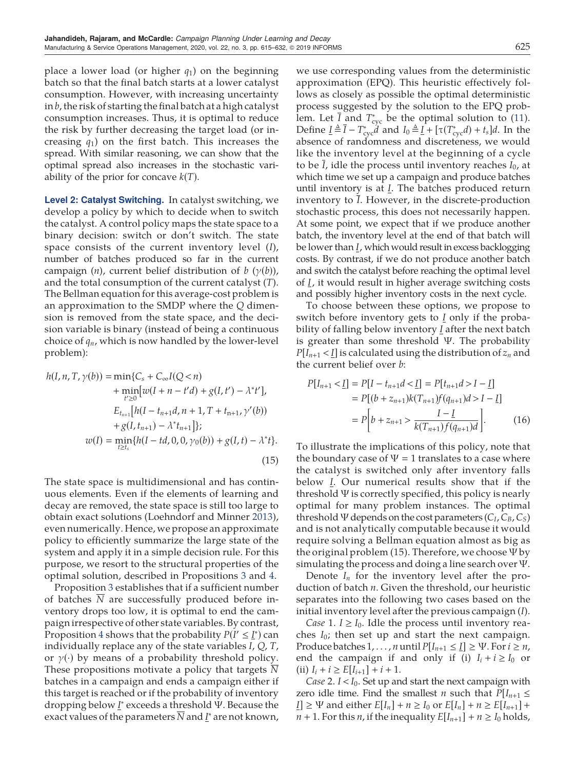place a lower load (or higher $q_1$) on the beginning batch so that the final batch starts at a lower catalyst consumption. However, with increasing uncertainty in $b$, the risk of starting the final batch at a high catalyst consumption increases. Thus, it is optimal to reduce the risk by further decreasing the target load (or increasing $q_1$) on the first batch. This increases the spread. With similar reasoning, we can show that the optimal spread also increases in the stochastic variability of the prior for concave $k(T)$.

**Level 2: Catalyst Switching.** In catalyst switching, we develop a policy by which to decide when to switch the catalyst. A control policy maps the state space to a binary decision: switch or don't switch. The state space consists of the current inventory level ($I$), number of batches produced so far in the current campaign ($n$), current belief distribution of $b$ ($\gamma(b)$), and the total consumption of the current catalyst ($T$). The Bellman equation for this average-cost problem is an approximation to the SMDP where the $Q$ dimension is removed from the state space, and the decision variable is binary (instead of being a continuous choice of $q_n$, which is now handled by the lower-level problem):

$$
\begin{aligned}
h(I, n, T, \gamma(b)) = \min\{&C_s + C_\infty I(Q < n) \\
&+ \min_{t' \geq 0}[w(I + n - t'd) + g(I, t') - \lambda^* t'], \\
&E_{t_{n+1}}[h(I - t_{n+1}d, n + 1, T + t_{n+1}, \gamma'(b)) \\
&+ g(I, t_{n+1}) - \lambda^* t_{n+1}]\}; \\
w(I) = \min_{t \geq t_s}\{&h(I - td, 0, 0, \gamma_0(b)) + g(I, t) - \lambda^* t\}.
\end{aligned}
\tag{15}
$$

The state space is multidimensional and has continuous elements. Even if the elements of learning and decay are removed, the state space is still too large to obtain exact solutions (Loehndorf and Minner 2013), even numerically. Hence, we propose an approximate policy to efficiently summarize the large state of the system and apply it in a simple decision rule. For this purpose, we resort to the structural properties of the optimal solution, described in Propositions 3 and 4.

Proposition 3 establishes that if a sufficient number of batches $\overline{N}$ are successfully produced before inventory drops too low, it is optimal to end the campaign irrespective of other state variables. By contrast, Proposition 4 shows that the probability $P(I' \leq \underline{I}^*)$ can individually replace any of the state variables $I$, $Q$, $T$, or $\gamma(\cdot)$ by means of a probability threshold policy. These propositions motivate a policy that targets $\overline{N}$ batches in a campaign and ends a campaign either if this target is reached or if the probability of inventory dropping below $\underline{I}^*$ exceeds a threshold $\Psi$. Because the exact values of the parameters $\overline{N}$ and $\underline{I}^*$ are not known, we use corresponding values from the deterministic approximation (EPQ). This heuristic effectively follows as closely as possible the optimal deterministic process suggested by the solution to the EPQ problem. Let $\overline{I}$ and $T^*_{\text{cyc}}$ be the optimal solution to (11). Define $\underline{I} \triangleq \overline{I} - T^*_{\text{cyc}}d$ and $I_0 \triangleq \underline{I} + [\tau(T^*_{\text{cyc}}d) + t_s]d$. In the absence of randomness and discreteness, we would like the inventory level at the beginning of a cycle to be $\overline{I}$, idle the process until inventory reaches $I_0$, at which time we set up a campaign and produce batches until inventory is at $\underline{I}$. The batches produced return inventory to $\overline{I}$. However, in the discrete-production stochastic process, this does not necessarily happen. At some point, we expect that if we produce another batch, the inventory level at the end of that batch will be lower than $\underline{I}$, which would result in excess backlogging costs. By contrast, if we do not produce another batch and switch the catalyst before reaching the optimal level of $\underline{I}$, it would result in higher average switching costs and possibly higher inventory costs in the next cycle.

To choose between these options, we propose to switch before inventory gets to $\underline{I}$ only if the probability of falling below inventory $\underline{I}$ after the next batch is greater than some threshold $\Psi$. The probability $P[I_{n+1} < \underline{I}]$ is calculated using the distribution of $z_n$ and the current belief over $b$:

$$
\begin{aligned}
P[I_{n+1} < \underline{I}] &= P[I - t_{n+1}d < \underline{I}] = P[t_{n+1}d > I - \underline{I}] \\
&= P[(b + z_{n+1})k(T_{n+1})f(q_{n+1})d > I - \underline{I}] \\
&= P\left[b + z_{n+1} > \frac{I - \underline{I}}{k(T_{n+1})f(q_{n+1})d}\right].
\end{aligned}
\tag{16}
$$

To illustrate the implications of this policy, note that the boundary case of $\Psi = 1$ translates to a case where the catalyst is switched only after inventory falls below $\underline{I}$. Our numerical results show that if the threshold $\Psi$ is correctly specified, this policy is nearly optimal for many problem instances. The optimal threshold $\Psi$ depends on the cost parameters ($C_I$, $C_B$, $C_S$) and is not analytically computable because it would require solving a Bellman equation almost as big as the original problem (15). Therefore, we choose $\Psi$ by simulating the process and doing a line search over $\Psi$.

Denote $I_n$ for the inventory level after the production of batch $n$. Given the threshold, our heuristic separates into the following two cases based on the initial inventory level after the previous campaign ($I$).

*Case* 1. $I \geq I_0$. Idle the process until inventory reaches $I_0$; then set up and start the next campaign. Produce batches $1, \ldots, n$ until $P[I_{n+1} \leq \underline{I}] \geq \Psi$. For $i \geq n$, end the campaign if and only if (i) $I_i + i \geq I_0$ or (ii) $I_i + i \geq E[I_{i+1}] + i + 1$.

*Case* 2. $I < I_0$. Set up and start the next campaign with zero idle time. Find the smallest $n$ such that $P[I_{n+1} \leq \underline{I}] \geq \Psi$ and either $E[I_n] + n \geq I_0$ or $E[I_n] + n \geq E[I_{n+1}] + n + 1$. For this $n$, if the inequality $E[I_{n+1}] + n \geq I_0$ holds,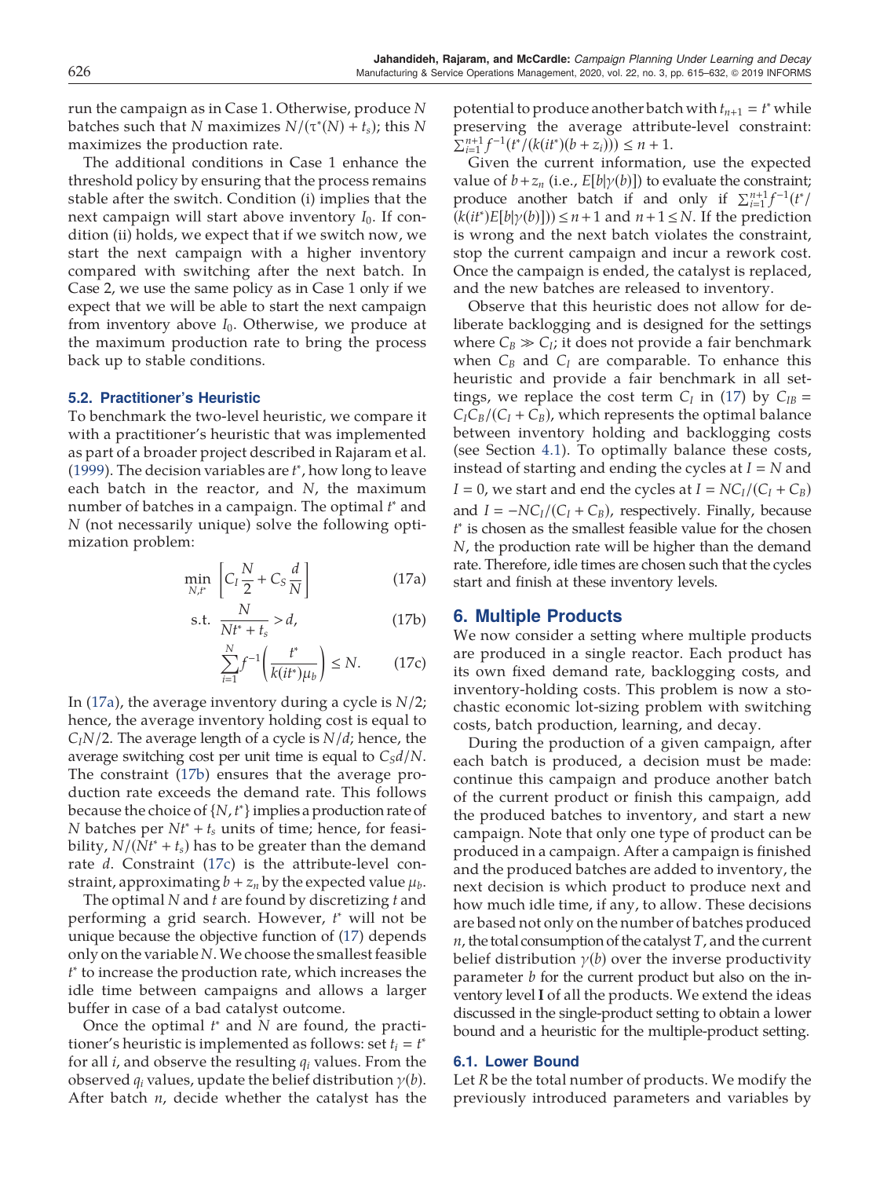run the campaign as in Case 1. Otherwise, produce $N$ batches such that $N$ maximizes $N/(\tau^*(N) + t_s)$; this $N$ maximizes the production rate.

The additional conditions in Case 1 enhance the threshold policy by ensuring that the process remains stable after the switch. Condition (i) implies that the next campaign will start above inventory $I_0$. If condition (ii) holds, we expect that if we switch now, we start the next campaign with a higher inventory compared with switching after the next batch. In Case 2, we use the same policy as in Case 1 only if we expect that we will be able to start the next campaign from inventory above $I_0$. Otherwise, we produce at the maximum production rate to bring the process back up to stable conditions.

### 5.2. Practitioner's Heuristic

To benchmark the two-level heuristic, we compare it with a practitioner's heuristic that was implemented as part of a broader project described in Rajaram et al. (1999). The decision variables are $t^*$, how long to leave each batch in the reactor, and $N$, the maximum number of batches in a campaign. The optimal $t^*$ and $N$ (not necessarily unique) solve the following optimization problem:

$$\min_{N,t^*} \left[ C_I \frac{N}{2} + C_S \frac{d}{N} \right] \tag{17a}$$

$$\text{s.t. } \frac{N}{Nt^* + t_s} > d, \tag{17b}$$

$$\sum_{i=1}^{N} f^{-1}\left(\frac{t^*}{k(it^*)\mu_b}\right) \leq N. \tag{17c}$$

In (17a), the average inventory during a cycle is $N/2$; hence, the average inventory holding cost is equal to $C_I N/2$. The average length of a cycle is $N/d$; hence, the average switching cost per unit time is equal to $C_S d/N$. The constraint (17b) ensures that the average production rate exceeds the demand rate. This follows because the choice of $\{N, t^*\}$ implies a production rate of $N$ batches per $Nt^* + t_s$ units of time; hence, for feasibility, $N/(Nt^* + t_s)$ has to be greater than the demand rate $d$. Constraint (17c) is the attribute-level constraint, approximating $b + z_n$ by the expected value $\mu_b$.

The optimal $N$ and $t$ are found by discretizing $t$ and performing a grid search. However, $t^*$ will not be unique because the objective function of (17) depends only on the variable $N$. We choose the smallest feasible $t^*$ to increase the production rate, which increases the idle time between campaigns and allows a larger buffer in case of a bad catalyst outcome.

Once the optimal $t^*$ and $N$ are found, the practitioner's heuristic is implemented as follows: set $t_i = t^*$ for all $i$, and observe the resulting $q_i$ values. From the observed $q_i$ values, update the belief distribution $\gamma(b)$. After batch $n$, decide whether the catalyst has the potential to produce another batch with $t_{n+1} = t^*$ while preserving the average attribute-level constraint: $\sum_{i=1}^{n+1} f^{-1}(t^*/(k(it^*)(b + z_i))) \leq n + 1$.

Given the current information, use the expected value of $b + z_n$ (i.e., $E[b|\gamma(b)]$) to evaluate the constraint; produce another batch if and only if $\sum_{i=1}^{n+1} f^{-1}(t^*/(k(it^*)E[b|\gamma(b)])) \leq n + 1$ and $n + 1 \leq N$. If the prediction is wrong and the next batch violates the constraint, stop the current campaign and incur a rework cost. Once the campaign is ended, the catalyst is replaced, and the new batches are released to inventory.

Observe that this heuristic does not allow for deliberate backlogging and is designed for the settings where $C_B \gg C_I$; it does not provide a fair benchmark when $C_B$ and $C_I$ are comparable. To enhance this heuristic and provide a fair benchmark in all settings, we replace the cost term $C_I$ in (17) by $C_{IB} = C_I C_B/(C_I + C_B)$, which represents the optimal balance between inventory holding and backlogging costs (see Section 4.1). To optimally balance these costs, instead of starting and ending the cycles at $I = N$ and $I = 0$, we start and end the cycles at $I = NC_I/(C_I + C_B)$ and $I = -NC_I/(C_I + C_B)$, respectively. Finally, because $t^*$ is chosen as the smallest feasible value for the chosen $N$, the production rate will be higher than the demand rate. Therefore, idle times are chosen such that the cycles start and finish at these inventory levels.

## 6. Multiple Products

We now consider a setting where multiple products are produced in a single reactor. Each product has its own fixed demand rate, backlogging costs, and inventory-holding costs. This problem is now a stochastic economic lot-sizing problem with switching costs, batch production, learning, and decay.

During the production of a given campaign, after each batch is produced, a decision must be made: continue this campaign and produce another batch of the current product or finish this campaign, add the produced batches to inventory, and start a new campaign. Note that only one type of product can be produced in a campaign. After a campaign is finished and the produced batches are added to inventory, the next decision is which product to produce next and how much idle time, if any, to allow. These decisions are based not only on the number of batches produced $n$, the total consumption of the catalyst $T$, and the current belief distribution $\gamma(b)$ over the inverse productivity parameter $b$ for the current product but also on the inventory level $\mathbf{I}$ of all the products. We extend the ideas discussed in the single-product setting to obtain a lower bound and a heuristic for the multiple-product setting.

### 6.1. Lower Bound

Let $R$ be the total number of products. We modify the previously introduced parameters and variables by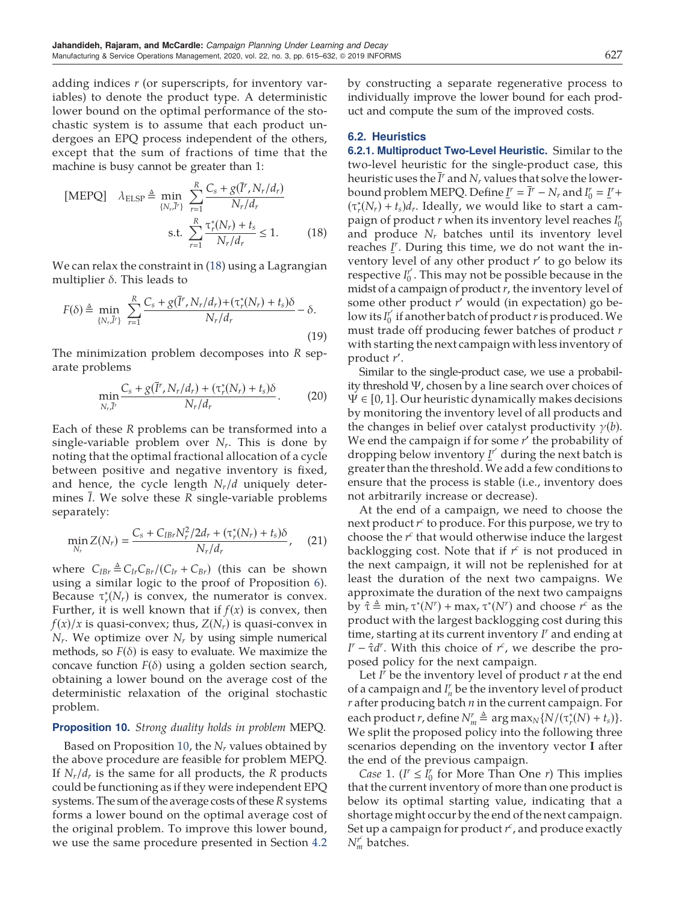adding indices $r$ (or superscripts, for inventory variables) to denote the product type. A deterministic lower bound on the optimal performance of the stochastic system is to assume that each product undergoes an EPQ process independent of the others, except that the sum of fractions of time that the machine is busy cannot be greater than 1:

$$\text{[MEPQ]} \quad \lambda_{\text{ELSP}} \triangleq \min_{\{N_r, \bar{I}^r\}} \sum_{r=1}^{R} \frac{C_s + g(\bar{I}^r, N_r/d_r)}{N_r/d_r}$$
$$\text{s.t.} \ \sum_{r=1}^{R} \frac{\tau_r^*(N_r) + t_s}{N_r/d_r} \leq 1. \tag{18}$$

We can relax the constraint in (18) using a Lagrangian multiplier $\delta$. This leads to

$$F(\delta) \triangleq \min_{\{N_r, \bar{I}^r\}} \sum_{r=1}^{R} \frac{C_s + g(\bar{I}^r, N_r/d_r) + (\tau_r^*(N_r) + t_s)\delta}{N_r/d_r} - \delta. \tag{19}$$

The minimization problem decomposes into $R$ separate problems

$$\min_{N_r, \bar{I}^r} \frac{C_s + g(\bar{I}^r, N_r/d_r) + (\tau_r^*(N_r) + t_s)\delta}{N_r/d_r}. \tag{20}$$

Each of these $R$ problems can be transformed into a single-variable problem over $N_r$. This is done by noting that the optimal fractional allocation of a cycle between positive and negative inventory is fixed, and hence, the cycle length $N_r/d$ uniquely determines $\bar{I}$. We solve these $R$ single-variable problems separately:

$$\min_{N_r} Z(N_r) = \frac{C_s + C_{IBr}N_r^2/2d_r + (\tau_r^*(N_r) + t_s)\delta}{N_r/d_r}, \tag{21}$$

where $C_{IBr} \triangleq C_{Ir}C_{Br}/(C_{Ir} + C_{Br})$ (this can be shown using a similar logic to the proof of Proposition 6). Because $\tau_r^*(N_r)$ is convex, the numerator is convex. Further, it is well known that if $f(x)$ is convex, then $f(x)/x$ is quasi-convex; thus, $Z(N_r)$ is quasi-convex in $N_r$. We optimize over $N_r$ by using simple numerical methods, so $F(\delta)$ is easy to evaluate. We maximize the concave function $F(\delta)$ using a golden section search, obtaining a lower bound on the average cost of the deterministic relaxation of the original stochastic problem.

**Proposition 10.** *Strong duality holds in problem* MEPQ.

Based on Proposition 10, the $N_r$ values obtained by the above procedure are feasible for problem MEPQ. If $N_r/d_r$ is the same for all products, the $R$ products could be functioning as if they were independent EPQ systems. The sum of the average costs of these $R$ systems forms a lower bound on the optimal average cost of the original problem. To improve this lower bound, we use the same procedure presented in Section 4.2 by constructing a separate regenerative process to individually improve the lower bound for each product and compute the sum of the improved costs.

### 6.2. Heuristics

#### 6.2.1. Multiproduct Two-Level Heuristic.

Similar to the two-level heuristic for the single-product case, this heuristic uses the $\bar{I}^r$ and $N_r$ values that solve the lower-bound problem MEPQ. Define $\underline{I}^r = \bar{I}^r - N_r$ and $I_0^r = \underline{I}^r + (\tau_r^*(N_r) + t_s)d_r$. Ideally, we would like to start a campaign of product $r$ when its inventory level reaches $I_0^r$ and produce $N_r$ batches until its inventory level reaches $\underline{I}^r$. During this time, we do not want the inventory level of any other product $r'$ to go below its respective $I_0^{r'}$. This may not be possible because in the midst of a campaign of product $r$, the inventory level of some other product $r'$ would (in expectation) go below its $I_0^{r'}$ if another batch of product $r$ is produced. We must trade off producing fewer batches of product $r$ with starting the next campaign with less inventory of product $r'$.

Similar to the single-product case, we use a probability threshold $\Psi$, chosen by a line search over choices of $\Psi \in [0, 1]$. Our heuristic dynamically makes decisions by monitoring the inventory level of all products and the changes in belief over catalyst productivity $\gamma(b)$. We end the campaign if for some $r'$ the probability of dropping below inventory $\underline{I}^{r'}$ during the next batch is greater than the threshold. We add a few conditions to ensure that the process is stable (i.e., inventory does not arbitrarily increase or decrease).

At the end of a campaign, we need to choose the next product $r^c$ to produce. For this purpose, we try to choose the $r^c$ that would otherwise induce the largest backlogging cost. Note that if $r^c$ is not produced in the next campaign, it will not be replenished for at least the duration of the next two campaigns. We approximate the duration of the next two campaigns by $\hat{\tau} \triangleq \min_r \tau^*(N^r) + \max_r \tau^*(N^r)$ and choose $r^c$ as the product with the largest backlogging cost during this time, starting at its current inventory $I^r$ and ending at $I^r - \hat{\tau}d^r$. With this choice of $r^c$, we describe the proposed policy for the next campaign.

Let $I^r$ be the inventory level of product $r$ at the end of a campaign and $I_n^r$ be the inventory level of product $r$ after producing batch $n$ in the current campaign. For each product $r$, define $N_m^r \triangleq \arg\max_N \{N/(\tau_r^*(N) + t_s)\}$. We split the proposed policy into the following three scenarios depending on the inventory vector $\mathbf{I}$ after the end of the previous campaign.

*Case* 1. ($I^r \leq I_0^r$ for More Than One $r$) This implies that the current inventory of more than one product is below its optimal starting value, indicating that a shortage might occur by the end of the next campaign. Set up a campaign for product $r^c$, and produce exactly $N_m^{r^c}$ batches.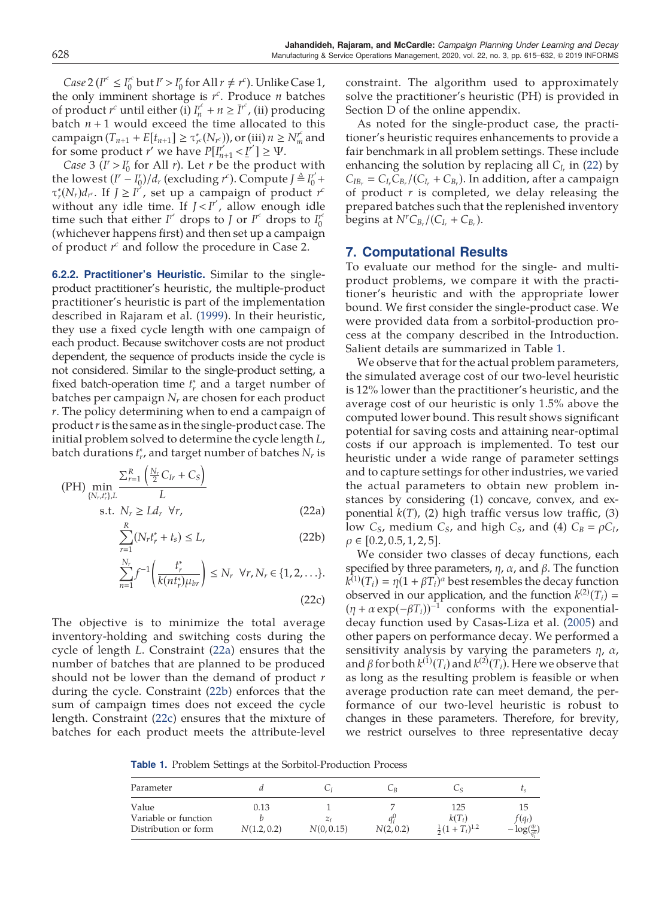*Case* 2 ($I^{r^c} \le I_0^{r^c}$ but $I^r > I_0^r$ for All $r \ne r^c$). Unlike Case 1, the only imminent shortage is $r^c$. Produce $n$ batches of product $r^c$ until either (i) $I_n^{r^c} + n \ge \bar{I}^{r^c}$, (ii) producing batch $n+1$ would exceed the time allocated to this campaign ($T_{n+1} + E[t_{n+1}] \ge \tau_{r^c}^*(N_{r^c})$), or (iii) $n \ge N_m^{r^c}$ and for some product $r'$ we have $P[I_{n+1}^{r'} < \underline{I}^{r'}] \ge \Psi$.

*Case* 3 ($I^r > I_0^r$ for All $r$). Let $r$ be the product with the lowest $(I^r - I_0^r)/d_r$ (excluding $r^c$). Compute $J \triangleq I_0^{r'} + \tau_r^*(N_r)d_{r'}$. If $J \ge I^{r'}$, set up a campaign of product $r^c$ without any idle time. If $J < I^{r'}$, allow enough idle time such that either $I^{r'}$ drops to $J$ or $I^{r^c}$ drops to $I_0^{r^c}$ (whichever happens first) and then set up a campaign of product $r^c$ and follow the procedure in Case 2.

#### 6.2.2. Practitioner's Heuristic.

Similar to the single-product practitioner's heuristic, the multiple-product practitioner's heuristic is part of the implementation described in Rajaram et al. (1999). In their heuristic, they use a fixed cycle length with one campaign of each product. Because switchover costs are not product dependent, the sequence of products inside the cycle is not considered. Similar to the single-product setting, a fixed batch-operation time $t_r^*$ and a target number of batches per campaign $N_r$ are chosen for each product $r$. The policy determining when to end a campaign of product $r$ is the same as in the single-product case. The initial problem solved to determine the cycle length $L$, batch durations $t_r^*$, and target number of batches $N_r$ is

$$
\text{(PH)} \min_{\{N_r, t_r^*\}, L} \frac{\sum_{r=1}^{R}\left(\frac{N_r}{2}C_{Ir} + C_S\right)}{L}
$$

$$
\text{s.t. } N_r \ge L d_r \ \ \forall r, \tag{22a}
$$

$$
\sum_{r=1}^{R}(N_r t_r^* + t_s) \le L, \tag{22b}
$$

$$
\sum_{n=1}^{N_r} f^{-1}\left(\frac{t_r^*}{k(n t_r^*)\mu_{br}}\right) \le N_r \ \ \forall r, N_r \in \{1, 2, \ldots\}. \tag{22c}
$$

The objective is to minimize the total average inventory-holding and switching costs during the cycle of length $L$. Constraint (22a) ensures that the number of batches that are planned to be produced should not be lower than the demand of product $r$ during the cycle. Constraint (22b) enforces that the sum of campaign times does not exceed the cycle length. Constraint (22c) ensures that the mixture of batches for each product meets the attribute-level constraint. The algorithm used to approximately solve the practitioner's heuristic (PH) is provided in Section D of the online appendix.

As noted for the single-product case, the practitioner's heuristic requires enhancements to provide a fair benchmark in all problem settings. These include enhancing the solution by replacing all $C_{I_r}$ in (22) by $C_{IB_r} = C_{I_r}C_{B_r}/(C_{I_r} + C_{B_r})$. In addition, after a campaign of product $r$ is completed, we delay releasing the prepared batches such that the replenished inventory begins at $N^r C_{B_r}/(C_{I_r} + C_{B_r})$.

## 7. Computational Results

To evaluate our method for the single- and multi-product problems, we compare it with the practitioner's heuristic and with the appropriate lower bound. We first consider the single-product case. We were provided data from a sorbitol-production process at the company described in the Introduction. Salient details are summarized in Table 1.

We observe that for the actual problem parameters, the simulated average cost of our two-level heuristic is 12% lower than the practitioner's heuristic, and the average cost of our heuristic is only 1.5% above the computed lower bound. This result shows significant potential for saving costs and attaining near-optimal costs if our approach is implemented. To test our heuristic under a wide range of parameter settings and to capture settings for other industries, we varied the actual parameters to obtain new problem instances by considering (1) concave, convex, and exponential $k(T)$, (2) high traffic versus low traffic, (3) low $C_S$, medium $C_S$, and high $C_S$, and (4) $C_B = \rho C_I$, $\rho \in [0.2, 0.5, 1, 2, 5]$.

We consider two classes of decay functions, each specified by three parameters, $\eta$, $\alpha$, and $\beta$. The function $k^{(1)}(T_i) = \eta(1 + \beta T_i)^{\alpha}$ best resembles the decay function observed in our application, and the function $k^{(2)}(T_i) = (\eta + \alpha\exp(-\beta T_i))^{-1}$ conforms with the exponential-decay function used by Casas-Liza et al. (2005) and other papers on performance decay. We performed a sensitivity analysis by varying the parameters $\eta$, $\alpha$, and $\beta$ for both $k^{(1)}(T_i)$ and $k^{(2)}(T_i)$. Here we observe that as long as the resulting problem is feasible or when average production rate can meet demand, the performance of our two-level heuristic is robust to changes in these parameters. Therefore, for brevity, we restrict ourselves to three representative decay

**Table 1.** Problem Settings at the Sorbitol-Production Process

| Parameter | $d$ | $C_I$ | $C_B$ | $C_S$ | $t_s$ |
|---|---|---|---|---|---|
| Value | 0.13 | 1 | 7 | 125 | 15 |
| Variable or function | $b$ | $z_i$ | $q_i^0$ | $k(T_i)$ | $f(q_i)$ |
| Distribution or form | $N(1.2, 0.2)$ | $N(0, 0.15)$ | $N(2, 0.2)$ | $\frac{1}{2}(1 + T_i)^{1.2}$ | $-\log(\frac{q_i}{q_i^0})$ |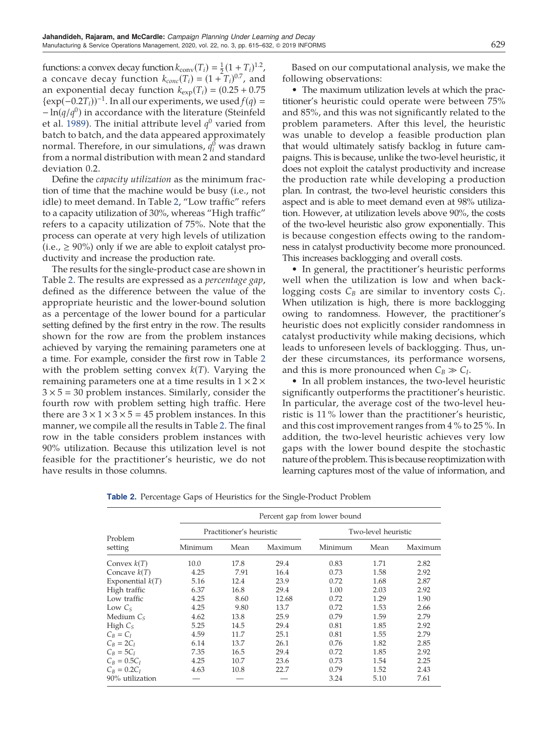functions: a convex decay function $k_{\text{conv}}(T_i) = \frac{1}{2}(1 + T_i)^{1.2}$, a concave decay function $k_{conc}(T_i) = (1 + T_i)^{0.7}$, and an exponential decay function $k_{\exp}(T_i) = (0.25 + 0.75\{\exp(-0.2T_i)\})^{-1}$. In all our experiments, we used $f(q) = -\ln(q/q^0)$ in accordance with the literature (Steinfeld et al. 1989). The initial attribute level $q^0$ varied from batch to batch, and the data appeared approximately normal. Therefore, in our simulations, $q_i^0$ was drawn from a normal distribution with mean 2 and standard deviation 0.2.

Define the *capacity utilization* as the minimum fraction of time that the machine would be busy (i.e., not idle) to meet demand. In Table 2, "Low traffic" refers to a capacity utilization of 30%, whereas "High traffic" refers to a capacity utilization of 75%. Note that the process can operate at very high levels of utilization (i.e., $\geq$ 90%) only if we are able to exploit catalyst productivity and increase the production rate.

The results for the single-product case are shown in Table 2. The results are expressed as a *percentage gap*, defined as the difference between the value of the appropriate heuristic and the lower-bound solution as a percentage of the lower bound for a particular setting defined by the first entry in the row. The results shown for the row are from the problem instances achieved by varying the remaining parameters one at a time. For example, consider the first row in Table 2 with the problem setting convex $k(T)$. Varying the remaining parameters one at a time results in $1 \times 2 \times 3 \times 5 = 30$ problem instances. Similarly, consider the fourth row with problem setting high traffic. Here there are $3 \times 1 \times 3 \times 5 = 45$ problem instances. In this manner, we compile all the results in Table 2. The final row in the table considers problem instances with 90% utilization. Because this utilization level is not feasible for the practitioner's heuristic, we do not have results in those columns.

Based on our computational analysis, we make the following observations:

- The maximum utilization levels at which the practitioner's heuristic could operate were between 75% and 85%, and this was not significantly related to the problem parameters. After this level, the heuristic was unable to develop a feasible production plan that would ultimately satisfy backlog in future campaigns. This is because, unlike the two-level heuristic, it does not exploit the catalyst productivity and increase the production rate while developing a production plan. In contrast, the two-level heuristic considers this aspect and is able to meet demand even at 98% utilization. However, at utilization levels above 90%, the costs of the two-level heuristic also grow exponentially. This is because congestion effects owing to the randomness in catalyst productivity become more pronounced. This increases backlogging and overall costs.
- In general, the practitioner's heuristic performs well when the utilization is low and when backlogging costs $C_B$ are similar to inventory costs $C_I$. When utilization is high, there is more backlogging owing to randomness. However, the practitioner's heuristic does not explicitly consider randomness in catalyst productivity while making decisions, which leads to unforeseen levels of backlogging. Thus, under these circumstances, its performance worsens, and this is more pronounced when $C_B \gg C_I$.
- In all problem instances, the two-level heuristic significantly outperforms the practitioner's heuristic. In particular, the average cost of the two-level heuristic is 11% lower than the practitioner's heuristic, and this cost improvement ranges from 4% to 25%. In addition, the two-level heuristic achieves very low gaps with the lower bound despite the stochastic nature of the problem. This is because reoptimization with learning captures most of the value of information, and

**Table 2.** Percentage Gaps of Heuristics for the Single-Product Problem

| Problem setting | Percent gap from lower bound | | | | | |
|---|---|---|---|---|---|---|
| | Practitioner's heuristic | | | Two-level heuristic | | |
| | Minimum | Mean | Maximum | Minimum | Mean | Maximum |
| Convex $k(T)$ | 10.0 | 17.8 | 29.4 | 0.83 | 1.71 | 2.82 |
| Concave $k(T)$ | 4.25 | 7.91 | 16.4 | 0.73 | 1.58 | 2.92 |
| Exponential $k(T)$ | 5.16 | 12.4 | 23.9 | 0.72 | 1.68 | 2.87 |
| High traffic | 6.37 | 16.8 | 29.4 | 1.00 | 2.03 | 2.92 |
| Low traffic | 4.25 | 8.60 | 12.68 | 0.72 | 1.29 | 1.90 |
| Low $C_S$ | 4.25 | 9.80 | 13.7 | 0.72 | 1.53 | 2.66 |
| Medium $C_S$ | 4.62 | 13.8 | 25.9 | 0.79 | 1.59 | 2.79 |
| High $C_S$ | 5.25 | 14.5 | 29.4 | 0.81 | 1.85 | 2.92 |
| $C_B = C_I$ | 4.59 | 11.7 | 25.1 | 0.81 | 1.55 | 2.79 |
| $C_B = 2C_I$ | 6.14 | 13.7 | 26.1 | 0.76 | 1.82 | 2.85 |
| $C_B = 5C_I$ | 7.35 | 16.5 | 29.4 | 0.72 | 1.85 | 2.92 |
| $C_B = 0.5C_I$ | 4.25 | 10.7 | 23.6 | 0.73 | 1.54 | 2.25 |
| $C_B = 0.2C_I$ | 4.63 | 10.8 | 22.7 | 0.79 | 1.52 | 2.43 |
| 90% utilization | — | — | — | 3.24 | 5.10 | 7.61 |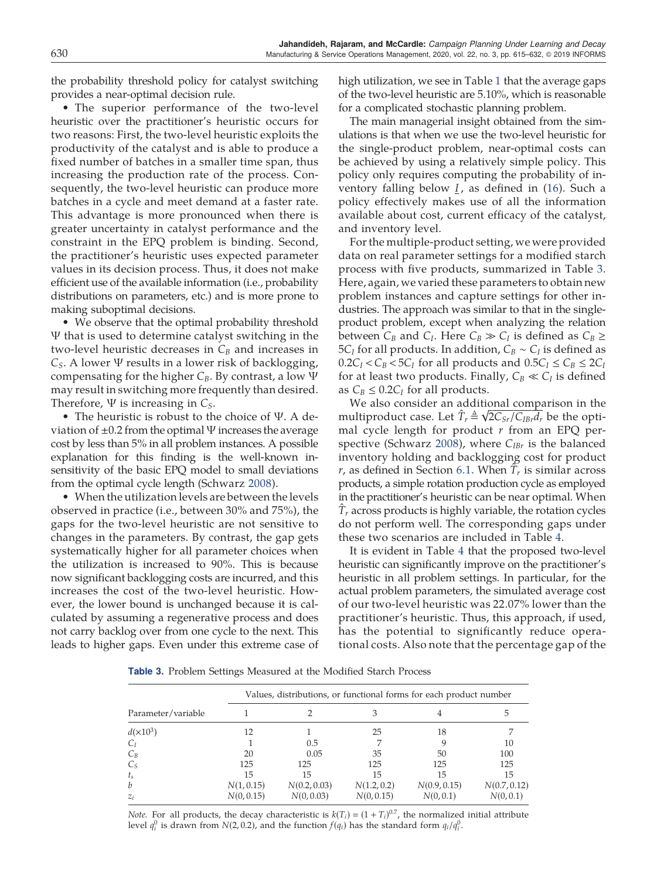the probability threshold policy for catalyst switching provides a near-optimal decision rule.

- The superior performance of the two-level heuristic over the practitioner's heuristic occurs for two reasons: First, the two-level heuristic exploits the productivity of the catalyst and is able to produce a fixed number of batches in a smaller time span, thus increasing the production rate of the process. Consequently, the two-level heuristic can produce more batches in a cycle and meet demand at a faster rate. This advantage is more pronounced when there is greater uncertainty in catalyst performance and the constraint in the EPQ problem is binding. Second, the practitioner's heuristic uses expected parameter values in its decision process. Thus, it does not make efficient use of the available information (i.e., probability distributions on parameters, etc.) and is more prone to making suboptimal decisions.
- We observe that the optimal probability threshold $\Psi$ that is used to determine catalyst switching in the two-level heuristic decreases in $C_B$ and increases in $C_S$. A lower $\Psi$ results in a lower risk of backlogging, compensating for the higher $C_B$. By contrast, a low $\Psi$ may result in switching more frequently than desired. Therefore, $\Psi$ is increasing in $C_S$.
- The heuristic is robust to the choice of $\Psi$. A deviation of $\pm 0.2$ from the optimal $\Psi$ increases the average cost by less than 5% in all problem instances. A possible explanation for this finding is the well-known insensitivity of the basic EPQ model to small deviations from the optimal cycle length (Schwarz 2008).
- When the utilization levels are between the levels observed in practice (i.e., between 30% and 75%), the gaps for the two-level heuristic are not sensitive to changes in the parameters. By contrast, the gap gets systematically higher for all parameter choices when the utilization is increased to 90%. This is because now significant backlogging costs are incurred, and this increases the cost of the two-level heuristic. However, the lower bound is unchanged because it is calculated by assuming a regenerative process and does not carry backlog over from one cycle to the next. This leads to higher gaps. Even under this extreme case of high utilization, we see in Table 1 that the average gaps of the two-level heuristic are 5.10%, which is reasonable for a complicated stochastic planning problem.

The main managerial insight obtained from the simulations is that when we use the two-level heuristic for the single-product problem, near-optimal costs can be achieved by using a relatively simple policy. This policy only requires computing the probability of inventory falling below $\underline{I}$, as defined in (16). Such a policy effectively makes use of all the information available about cost, current efficacy of the catalyst, and inventory level.

For the multiple-product setting, we were provided data on real parameter settings for a modified starch process with five products, summarized in Table 3. Here, again, we varied these parameters to obtain new problem instances and capture settings for other industries. The approach was similar to that in the single-product problem, except when analyzing the relation between $C_B$ and $C_I$. Here $C_B \gg C_I$ is defined as $C_B \geq 5C_I$ for all products. In addition, $C_B \sim C_I$ is defined as $0.2C_I < C_B < 5C_I$ for all products and $0.5C_I \leq C_B \leq 2C_I$ for at least two products. Finally, $C_B \ll C_I$ is defined as $C_B \leq 0.2C_I$ for all products.

We also consider an additional comparison in the multiproduct case. Let $\hat{T}_r \triangleq \sqrt{2C_{Sr}/C_{IBr}d_r}$ be the optimal cycle length for product $r$ from an EPQ perspective (Schwarz 2008), where $C_{IBr}$ is the balanced inventory holding and backlogging cost for product $r$, as defined in Section 6.1. When $\hat{T}_r$ is similar across products, a simple rotation production cycle as employed in the practitioner's heuristic can be near optimal. When $\hat{T}_r$ across products is highly variable, the rotation cycles do not perform well. The corresponding gaps under these two scenarios are included in Table 4.

It is evident in Table 4 that the proposed two-level heuristic can significantly improve on the practitioner's heuristic in all problem settings. In particular, for the actual problem parameters, the simulated average cost of our two-level heuristic was 22.07% lower than the practitioner's heuristic. Thus, this approach, if used, has the potential to significantly reduce operational costs. Also note that the percentage gap of the

**Table 3.** Problem Settings Measured at the Modified Starch Process

| Parameter/variable | Values, distributions, or functional forms for each product number | | | | |
|---|---|---|---|---|---|
| | 1 | 2 | 3 | 4 | 5 |
| $d(\times 10^3)$ | 12 | 1 | 25 | 18 | 7 |
| $C_I$ | 1 | 0.5 | 7 | 9 | 10 |
| $C_B$ | 20 | 0.05 | 35 | 50 | 100 |
| $C_S$ | 125 | 125 | 125 | 125 | 125 |
| $t_s$ | 15 | 15 | 15 | 15 | 15 |
| $b$ | $N(1, 0.15)$ | $N(0.2, 0.03)$ | $N(1.2, 0.2)$ | $N(0.9, 0.15)$ | $N(0.7, 0.12)$ |
| $z_i$ | $N(0, 0.15)$ | $N(0, 0.03)$ | $N(0, 0.15)$ | $N(0, 0.1)$ | $N(0, 0.1)$ |

*Note.* For all products, the decay characteristic is $k(T_i) = (1 + T_i)^{0.7}$, the normalized initial attribute level $q_i^0$ is drawn from $N(2, 0.2)$, and the function $f(q_i)$ has the standard form $q_i/q_i^0$.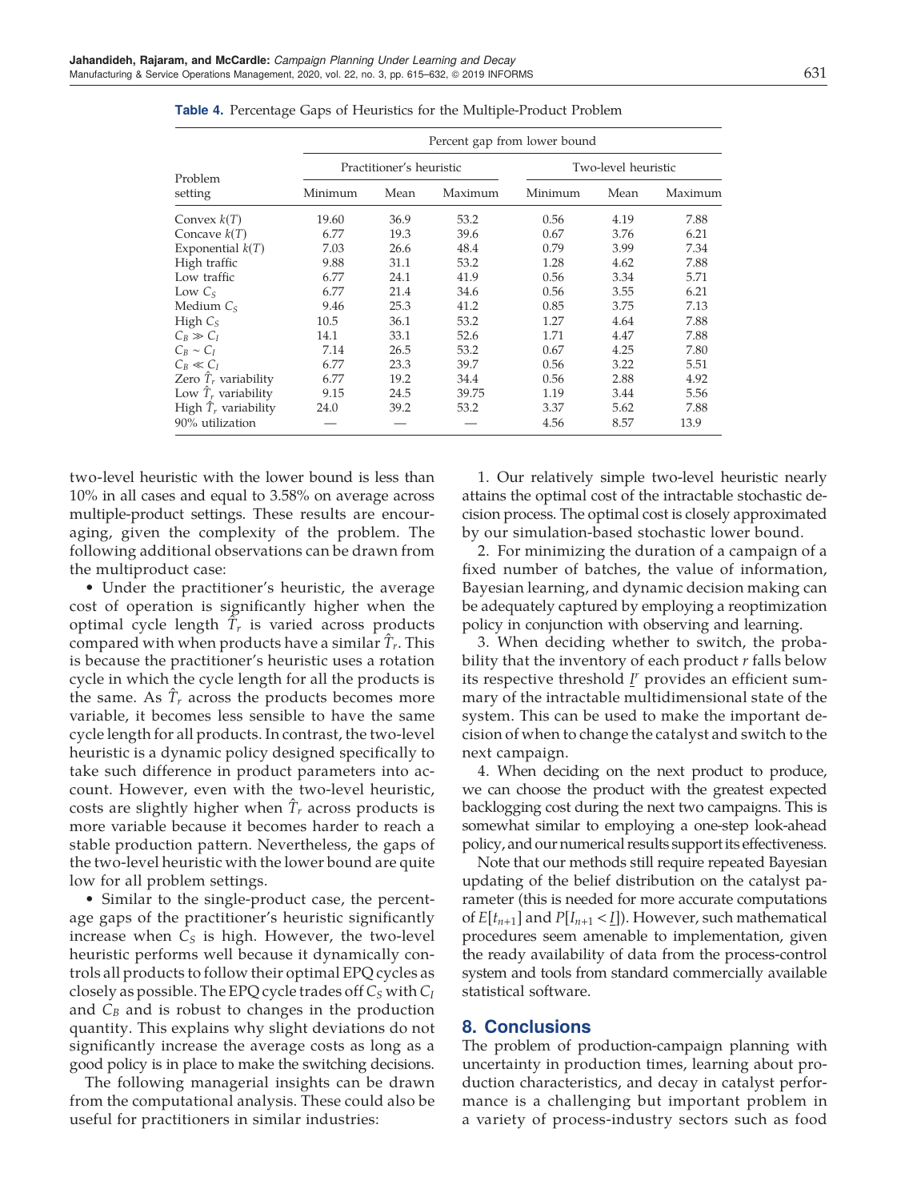**Table 4.** Percentage Gaps of Heuristics for the Multiple-Product Problem

| Problem setting | Percent gap from lower bound | | | | | |
|---|---|---|---|---|---|---|
| | Practitioner's heuristic | | | Two-level heuristic | | |
| | Minimum | Mean | Maximum | Minimum | Mean | Maximum |
| Convex $k(T)$ | 19.60 | 36.9 | 53.2 | 0.56 | 4.19 | 7.88 |
| Concave $k(T)$ | 6.77 | 19.3 | 39.6 | 0.67 | 3.76 | 6.21 |
| Exponential $k(T)$ | 7.03 | 26.6 | 48.4 | 0.79 | 3.99 | 7.34 |
| High traffic | 9.88 | 31.1 | 53.2 | 1.28 | 4.62 | 7.88 |
| Low traffic | 6.77 | 24.1 | 41.9 | 0.56 | 3.34 | 5.71 |
| Low $C_S$ | 6.77 | 21.4 | 34.6 | 0.56 | 3.55 | 6.21 |
| Medium $C_S$ | 9.46 | 25.3 | 41.2 | 0.85 | 3.75 | 7.13 |
| High $C_S$ | 10.5 | 36.1 | 53.2 | 1.27 | 4.64 | 7.88 |
| $C_B \gg C_I$ | 14.1 | 33.1 | 52.6 | 1.71 | 4.47 | 7.88 |
| $C_B \sim C_I$ | 7.14 | 26.5 | 53.2 | 0.67 | 4.25 | 7.80 |
| $C_B \ll C_I$ | 6.77 | 23.3 | 39.7 | 0.56 | 3.22 | 5.51 |
| Zero $\hat{T}_r$ variability | 6.77 | 19.2 | 34.4 | 0.56 | 2.88 | 4.92 |
| Low $\hat{T}_r$ variability | 9.15 | 24.5 | 39.75 | 1.19 | 3.44 | 5.56 |
| High $\hat{T}_r$ variability | 24.0 | 39.2 | 53.2 | 3.37 | 5.62 | 7.88 |
| 90% utilization | — | — | — | 4.56 | 8.57 | 13.9 |

two-level heuristic with the lower bound is less than 10% in all cases and equal to 3.58% on average across multiple-product settings. These results are encouraging, given the complexity of the problem. The following additional observations can be drawn from the multiproduct case:

- Under the practitioner's heuristic, the average cost of operation is significantly higher when the optimal cycle length $\hat{T}_r$ is varied across products compared with when products have a similar $\hat{T}_r$. This is because the practitioner's heuristic uses a rotation cycle in which the cycle length for all the products is the same. As $\hat{T}_r$ across the products becomes more variable, it becomes less sensible to have the same cycle length for all products. In contrast, the two-level heuristic is a dynamic policy designed specifically to take such difference in product parameters into account. However, even with the two-level heuristic, costs are slightly higher when $\hat{T}_r$ across products is more variable because it becomes harder to reach a stable production pattern. Nevertheless, the gaps of the two-level heuristic with the lower bound are quite low for all problem settings.
- Similar to the single-product case, the percentage gaps of the practitioner's heuristic significantly increase when $C_S$ is high. However, the two-level heuristic performs well because it dynamically controls all products to follow their optimal EPQ cycles as closely as possible. The EPQ cycle trades off $C_S$ with $C_I$ and $C_B$ and is robust to changes in the production quantity. This explains why slight deviations do not significantly increase the average costs as long as a good policy is in place to make the switching decisions.

The following managerial insights can be drawn from the computational analysis. These could also be useful for practitioners in similar industries:

1. Our relatively simple two-level heuristic nearly attains the optimal cost of the intractable stochastic decision process. The optimal cost is closely approximated by our simulation-based stochastic lower bound.

2. For minimizing the duration of a campaign of a fixed number of batches, the value of information, Bayesian learning, and dynamic decision making can be adequately captured by employing a reoptimization policy in conjunction with observing and learning.

3. When deciding whether to switch, the probability that the inventory of each product $r$ falls below its respective threshold $\underline{I}^r$ provides an efficient summary of the intractable multidimensional state of the system. This can be used to make the important decision of when to change the catalyst and switch to the next campaign.

4. When deciding on the next product to produce, we can choose the product with the greatest expected backlogging cost during the next two campaigns. This is somewhat similar to employing a one-step look-ahead policy, and our numerical results support its effectiveness.

Note that our methods still require repeated Bayesian updating of the belief distribution on the catalyst parameter (this is needed for more accurate computations of $E[t_{n+1}]$ and $P[I_{n+1} < \underline{I}]$). However, such mathematical procedures seem amenable to implementation, given the ready availability of data from the process-control system and tools from standard commercially available statistical software.

## 8. Conclusions

The problem of production-campaign planning with uncertainty in production times, learning about production characteristics, and decay in catalyst performance is a challenging but important problem in a variety of process-industry sectors such as food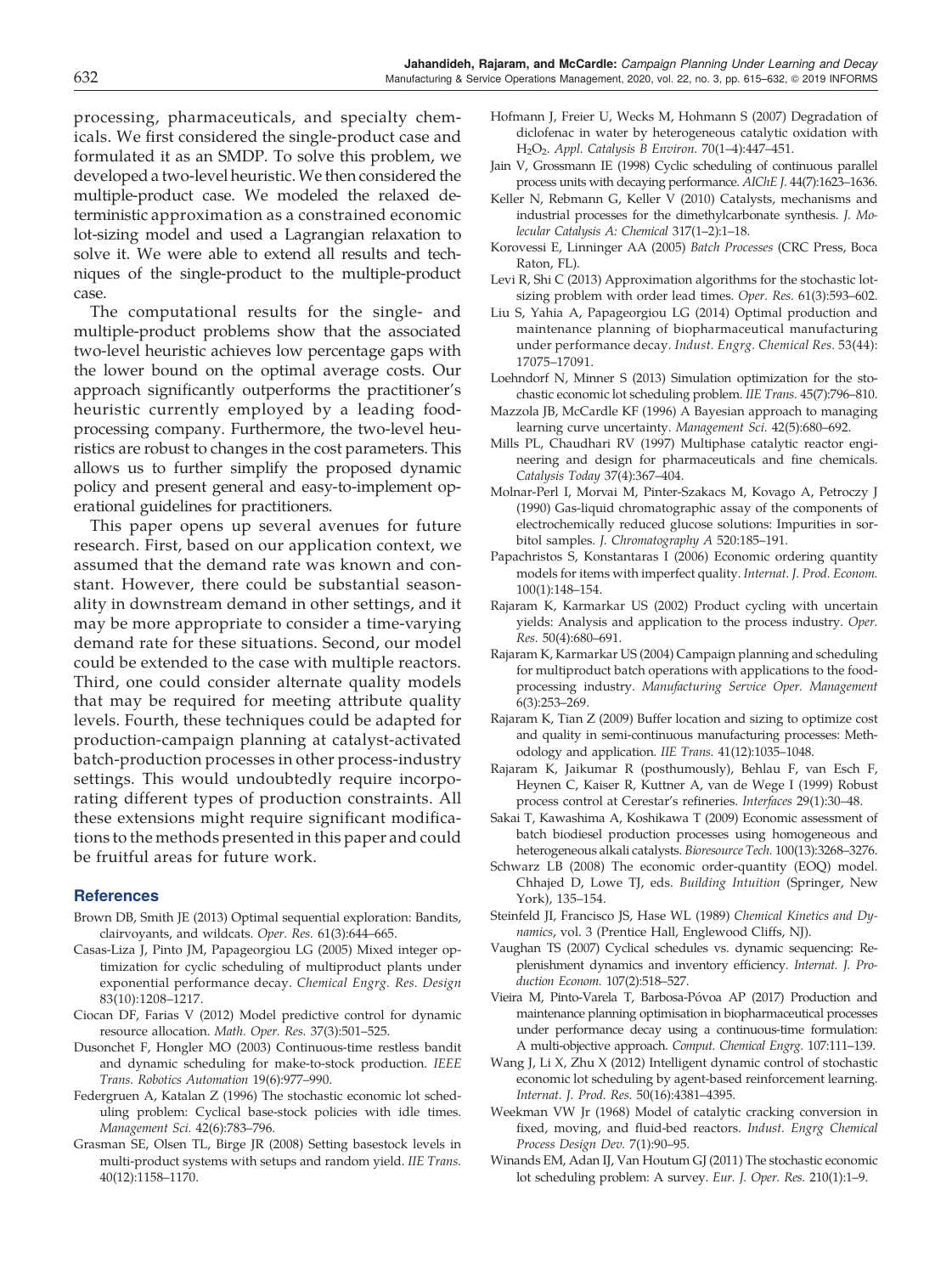processing, pharmaceuticals, and specialty chemicals. We first considered the single-product case and formulated it as an SMDP. To solve this problem, we developed a two-level heuristic. We then considered the multiple-product case. We modeled the relaxed deterministic approximation as a constrained economic lot-sizing model and used a Lagrangian relaxation to solve it. We were able to extend all results and techniques of the single-product to the multiple-product case.

The computational results for the single- and multiple-product problems show that the associated two-level heuristic achieves low percentage gaps with the lower bound on the optimal average costs. Our approach significantly outperforms the practitioner's heuristic currently employed by a leading food-processing company. Furthermore, the two-level heuristics are robust to changes in the cost parameters. This allows us to further simplify the proposed dynamic policy and present general and easy-to-implement operational guidelines for practitioners.

This paper opens up several avenues for future research. First, based on our application context, we assumed that the demand rate was known and constant. However, there could be substantial seasonality in downstream demand in other settings, and it may be more appropriate to consider a time-varying demand rate for these situations. Second, our model could be extended to the case with multiple reactors. Third, one could consider alternate quality models that may be required for meeting attribute quality levels. Fourth, these techniques could be adapted for production-campaign planning at catalyst-activated batch-production processes in other process-industry settings. This would undoubtedly require incorporating different types of production constraints. All these extensions might require significant modifications to the methods presented in this paper and could be fruitful areas for future work.

## References

Brown DB, Smith JE (2013) Optimal sequential exploration: Bandits, clairvoyants, and wildcats. *Oper. Res.* 61(3):644–665.

Casas-Liza J, Pinto JM, Papageorgiou LG (2005) Mixed integer optimization for cyclic scheduling of multiproduct plants under exponential performance decay. *Chemical Engrg. Res. Design* 83(10):1208–1217.

Ciocan DF, Farias V (2012) Model predictive control for dynamic resource allocation. *Math. Oper. Res.* 37(3):501–525.

Dusonchet F, Hongler MO (2003) Continuous-time restless bandit and dynamic scheduling for make-to-stock production. *IEEE Trans. Robotics Automation* 19(6):977–990.

Federgruen A, Katalan Z (1996) The stochastic economic lot scheduling problem: Cyclical base-stock policies with idle times. *Management Sci.* 42(6):783–796.

Grasman SE, Olsen TL, Birge JR (2008) Setting basestock levels in multi-product systems with setups and random yield. *IIE Trans.* 40(12):1158–1170.

Hofmann J, Freier U, Wecks M, Hohmann S (2007) Degradation of diclofenac in water by heterogeneous catalytic oxidation with $H_2O_2$. *Appl. Catalysis B Environ.* 70(1–4):447–451.

Jain V, Grossmann IE (1998) Cyclic scheduling of continuous parallel process units with decaying performance. *AIChE J.* 44(7):1623–1636.

Keller N, Rebmann G, Keller V (2010) Catalysts, mechanisms and industrial processes for the dimethylcarbonate synthesis. *J. Molecular Catalysis A: Chemical* 317(1–2):1–18.

Korovessi E, Linninger AA (2005) *Batch Processes* (CRC Press, Boca Raton, FL).

Levi R, Shi C (2013) Approximation algorithms for the stochastic lot-sizing problem with order lead times. *Oper. Res.* 61(3):593–602.

Liu S, Yahia A, Papageorgiou LG (2014) Optimal production and maintenance planning of biopharmaceutical manufacturing under performance decay. *Indust. Engrg. Chemical Res.* 53(44): 17075–17091.

Loehndorf N, Minner S (2013) Simulation optimization for the stochastic economic lot scheduling problem. *IIE Trans.* 45(7):796–810.

Mazzola JB, McCardle KF (1996) A Bayesian approach to managing learning curve uncertainty. *Management Sci.* 42(5):680–692.

Mills PL, Chaudhari RV (1997) Multiphase catalytic reactor engineering and design for pharmaceuticals and fine chemicals. *Catalysis Today* 37(4):367–404.

Molnar-Perl I, Morvai M, Pinter-Szakacs M, Kovago A, Petroczy J (1990) Gas-liquid chromatographic assay of the components of electrochemically reduced glucose solutions: Impurities in sorbitol samples. *J. Chromatography A* 520:185–191.

Papachristos S, Konstantaras I (2006) Economic ordering quantity models for items with imperfect quality. *Internat. J. Prod. Econom.* 100(1):148–154.

Rajaram K, Karmarkar US (2002) Product cycling with uncertain yields: Analysis and application to the process industry. *Oper. Res.* 50(4):680–691.

Rajaram K, Karmarkar US (2004) Campaign planning and scheduling for multiproduct batch operations with applications to the food-processing industry. *Manufacturing Service Oper. Management* 6(3):253–269.

Rajaram K, Tian Z (2009) Buffer location and sizing to optimize cost and quality in semi-continuous manufacturing processes: Methodology and application. *IIE Trans.* 41(12):1035–1048.

Rajaram K, Jaikumar R (posthumously), Behlau F, van Esch F, Heynen C, Kaiser R, Kuttner A, van de Wege I (1999) Robust process control at Cerestar's refineries. *Interfaces* 29(1):30–48.

Sakai T, Kawashima A, Koshikawa T (2009) Economic assessment of batch biodiesel production processes using homogeneous and heterogeneous alkali catalysts. *Bioresource Tech.* 100(13):3268–3276.

Schwarz LB (2008) The economic order-quantity (EOQ) model. Chhajed D, Lowe TJ, eds. *Building Intuition* (Springer, New York), 135–154.

Steinfeld JI, Francisco JS, Hase WL (1989) *Chemical Kinetics and Dynamics*, vol. 3 (Prentice Hall, Englewood Cliffs, NJ).

Vaughan TS (2007) Cyclical schedules vs. dynamic sequencing: Replenishment dynamics and inventory efficiency. *Internat. J. Production Econom.* 107(2):518–527.

Vieira M, Pinto-Varela T, Barbosa-Póvoa AP (2017) Production and maintenance planning optimisation in biopharmaceutical processes under performance decay using a continuous-time formulation: A multi-objective approach. *Comput. Chemical Engrg.* 107:111–139.

Wang J, Li X, Zhu X (2012) Intelligent dynamic control of stochastic economic lot scheduling by agent-based reinforcement learning. *Internat. J. Prod. Res.* 50(16):4381–4395.

Weekman VW Jr (1968) Model of catalytic cracking conversion in fixed, moving, and fluid-bed reactors. *Indust. Engrg Chemical Process Design Dev.* 7(1):90–95.

Winands EM, Adan IJ, Van Houtum GJ (2011) The stochastic economic lot scheduling problem: A survey. *Eur. J. Oper. Res.* 210(1):1–9.